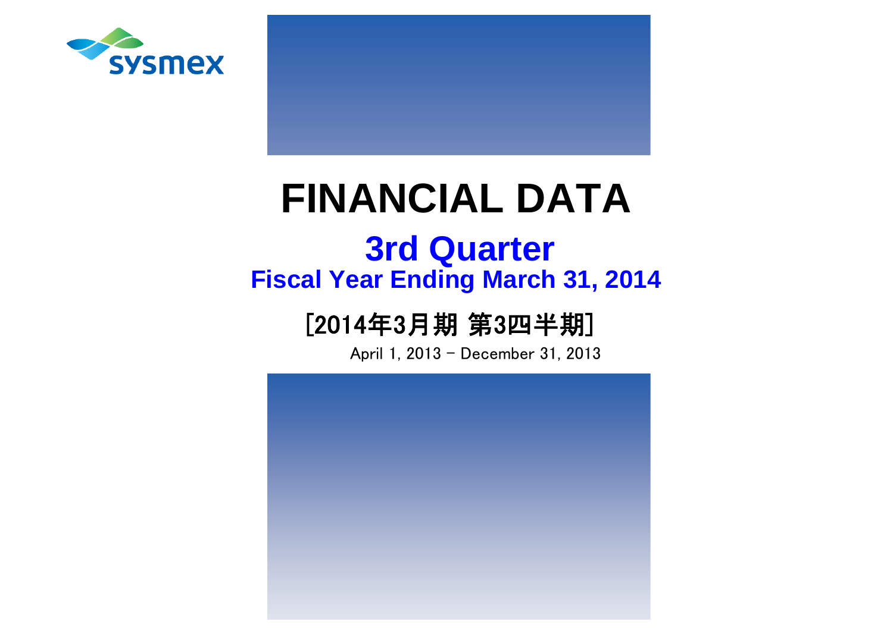sysmex

# FINANCIAL DATA

## 3rd Quarter

### Fiscal Year Ending March 31, 2014

### [2014年3月期 第3四半期]

April 1, 2013 - December 31, 2013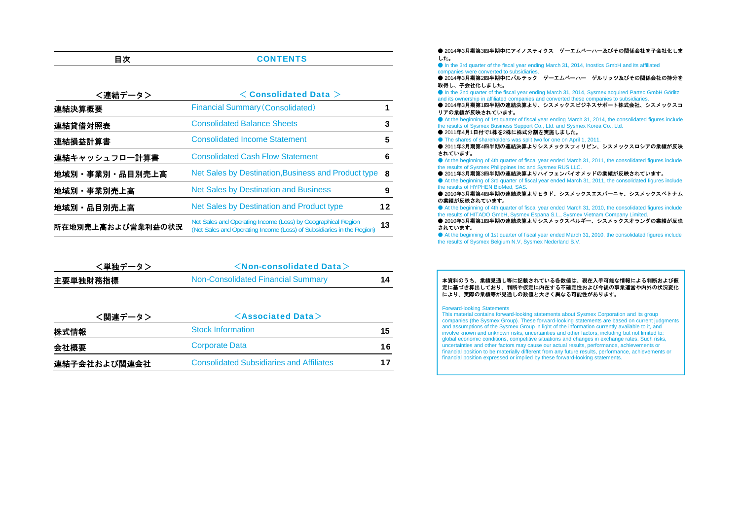| 目次 | CONTENTS | |
|---|---|---|
| **<連結データ>** | **< Consolidated Data >** | |
| 連結決算概要 | Financial Summary（Consolidated） | 1 |
| 連結貸借対照表 | Consolidated Balance Sheets | 3 |
| 連結損益計算書 | Consolidated Income Statement | 5 |
| 連結キャッシュフロー計算書 | Consolidated Cash Flow Statement | 6 |
| 地域別・事業別・品目別売上高 | Net Sales by Destination,Business and Product type | 8 |
| 地域別・事業別売上高 | Net Sales by Destination and Business | 9 |
| 地域別・品目別売上高 | Net Sales by Destination and Product type | 12 |
| 所在地別売上高および営業利益の状況 | Net Sales and Operating Income (Loss) by Geographical Region (Net Sales and Operating Income (Loss) of Subsidiaries in the Region) | 13 |

| **<単独データ>** | **<Non-consolidated Data>** | |
|---|---|---|
| 主要単独財務指標 | Non-Consolidated Financial Summary | 14 |

| **<関連データ>** | **<Associated Data>** | |
|---|---|---|
| 株式情報 | Stock Information | 15 |
| 会社概要 | Corporate Data | 16 |
| 連結子会社および関連会社 | Consolidated Subsidiaries and Affiliates | 17 |

● 2014年3月期第3四半期中にアイノスティクス　ゲーエムベーハー及びその関係会社を子会社化しました。
● In the 3rd quarter of the fiscal year ending March 31, 2014, Inostics GmbH and its affiliated companies were converted to subsidiaries.
● 2014年3月期第2四半期中にパルテック　ゲーエムベーハー　ゲルリッツ及びその関係会社の持分を取得し、子会社化しました。
● In the 2nd quarter of the fiscal year ending March 31, 2014, Sysmex acquired Partec GmbH Görlitz and its ownership in affiliated companies and converted these companies to subsidiaries.
● 2014年3月期第1四半期の連結決算より、シスメックスビジネスサポート株式会社、シスメックスコリアの業績が反映されています。
● At the beginning of 1st quarter of fiscal year ending March 31, 2014, the consolidated figures include the results of Sysmex Business Support Co., Ltd. and Sysmex Korea Co., Ltd.
● 2011年4月1日付で1株を2株に株式分割を実施しました。
● The shares of shareholders was split two for one on April 1, 2011.
● 2011年3月期第4四半期の連結決算よりシスメックスフィリピン、シスメックスロシアの業績が反映されています。
● At the beginning of 4th quarter of fiscal year ended March 31, 2011, the consolidated figures include the results of Sysmex Philippines Inc and Sysmex RUS LLC.
● 2011年3月期第3四半期の連結決算よりハイフェンバイオメッドの業績が反映されています。
● At the beginning of 3rd quarter of fiscal year ended March 31, 2011, the consolidated figures include the results of HYPHEN BioMed, SAS.
● 2010年3月期第4四半期の連結決算よりヒタド、シスメックスエスパーニャ、シスメックスベトナムの業績が反映されています。
● At the beginning of 4th quarter of fiscal year ended March 31, 2010, the consolidated figures include the results of HITADO GmbH, Sysmex Espana S.L., Sysmex Vietnam Company Limited.
● 2010年3月期第1四半期の連結決算よりシスメックスベルギー、シスメックスオランダの業績が反映されています。
● At the beginning of 1st quarter of fiscal year ended March 31, 2010, the consolidated figures include the results of Sysmex Belgium N.V, Sysmex Nederland B.V.

本資料のうち、業績見通し等に記載されている各数値は、現在入手可能な情報による判断および仮定に基づき算出しており、判断や仮定に内在する不確定性および今後の事業運営や内外の状況変化により、実際の業績等が見通しの数値と大きく異なる可能性があります。

Forward-looking Statements
This material contains forward-looking statements about Sysmex Corporation and its group companies (the Sysmex Group). These forward-looking statements are based on current judgments and assumptions of the Sysmex Group in light of the information currently available to it, and involve known and unknown risks, uncertainties and other factors, including but not limited to: global economic conditions, competitive situations and changes in exchange rates. Such risks, uncertainties and other factors may cause our actual results, performance, achievements or financial position to be materially different from any future results, performance, achievements or financial position expressed or implied by these forward-looking statements.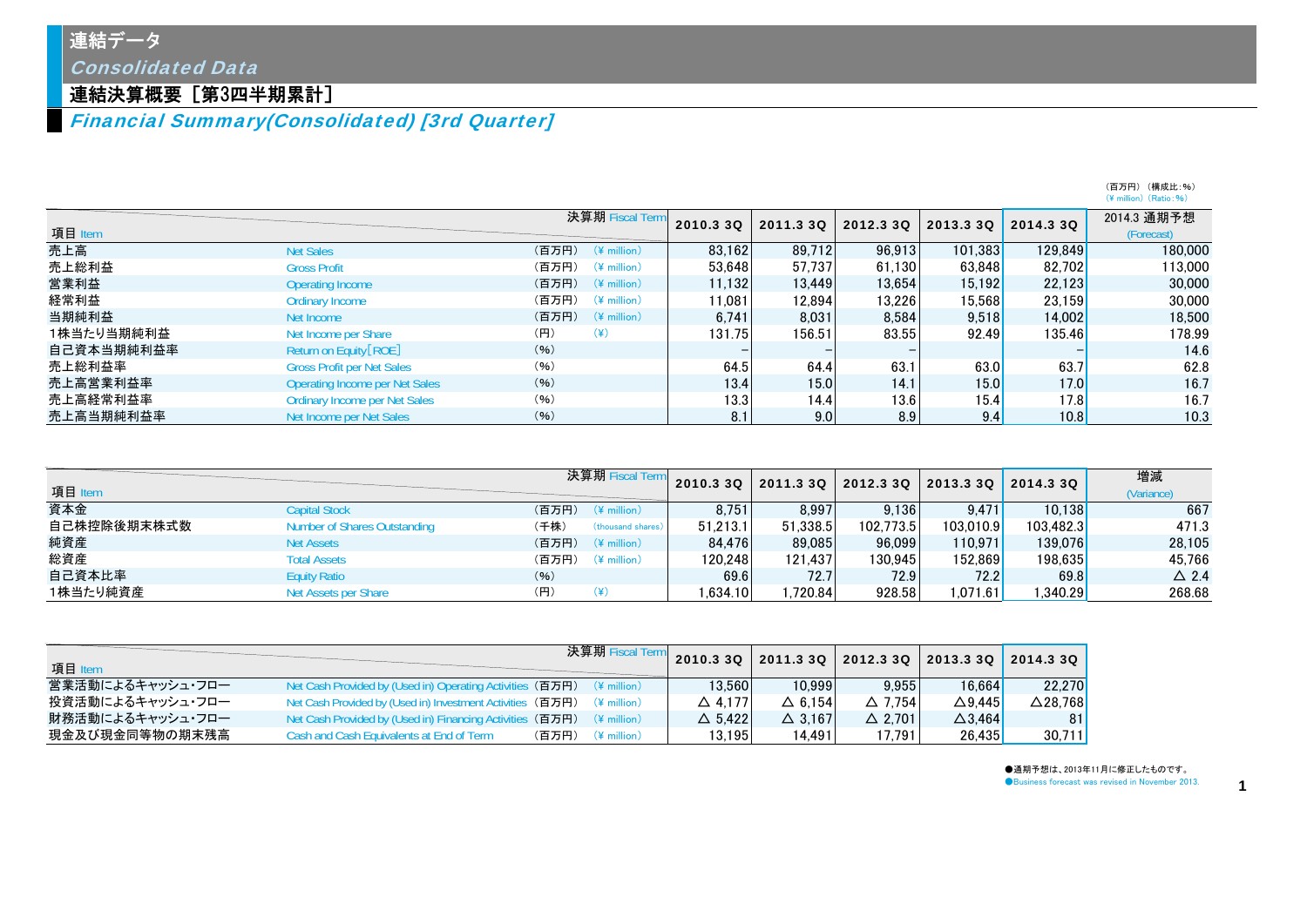# 連結データ
## Consolidated Data

### 連結決算概要［第3四半期累計］
### Financial Summary(Consolidated) [3rd Quarter]

（百万円）（構成比：%）
(¥ million) (Ratio：%)

| 項目 Item | | 決算期 Fiscal Term | | 2010.3 3Q | 2011.3 3Q | 2012.3 3Q | 2013.3 3Q | 2014.3 3Q | 2014.3 通期予想 (Forecast) |
|---|---|---|---|---|---|---|---|---|---|
| 売上高 | Net Sales | （百万円） | (¥ million) | 83,162 | 89,712 | 96,913 | 101,383 | 129,849 | 180,000 |
| 売上総利益 | Gross Profit | （百万円） | (¥ million) | 53,648 | 57,737 | 61,130 | 63,848 | 82,702 | 113,000 |
| 営業利益 | Operating Income | （百万円） | (¥ million) | 11,132 | 13,449 | 13,654 | 15,192 | 22,123 | 30,000 |
| 経常利益 | Ordinary Income | （百万円） | (¥ million) | 11,081 | 12,894 | 13,226 | 15,568 | 23,159 | 30,000 |
| 当期純利益 | Net Income | （百万円） | (¥ million) | 6,741 | 8,031 | 8,584 | 9,518 | 14,002 | 18,500 |
| 1株当たり当期純利益 | Net Income per Share | （円） | (¥) | 131.75 | 156.51 | 83.55 | 92.49 | 135.46 | 178.99 |
| 自己資本当期純利益率 | Return on Equity[ROE] | （%） | | － | － | － | | － | 14.6 |
| 売上総利益率 | Gross Profit per Net Sales | （%） | | 64.5 | 64.4 | 63.1 | 63.0 | 63.7 | 62.8 |
| 売上高営業利益率 | Operating Income per Net Sales | （%） | | 13.4 | 15.0 | 14.1 | 15.0 | 17.0 | 16.7 |
| 売上高経常利益率 | Ordinary Income per Net Sales | （%） | | 13.3 | 14.4 | 13.6 | 15.4 | 17.8 | 16.7 |
| 売上高当期純利益率 | Net Income per Net Sales | （%） | | 8.1 | 9.0 | 8.9 | 9.4 | 10.8 | 10.3 |

| 項目 Item | | 決算期 Fiscal Term | | 2010.3 3Q | 2011.3 3Q | 2012.3 3Q | 2013.3 3Q | 2014.3 3Q | 増減 (Variance) |
|---|---|---|---|---|---|---|---|---|---|
| 資本金 | Capital Stock | （百万円） | (¥ million) | 8,751 | 8,997 | 9,136 | 9,471 | 10,138 | 667 |
| 自己株控除後期末株式数 | Number of Shares Outstanding | （千株） | (thousand shares) | 51,213.1 | 51,338.5 | 102,773.5 | 103,010.9 | 103,482.3 | 471.3 |
| 純資産 | Net Assets | （百万円） | (¥ million) | 84,476 | 89,085 | 96,099 | 110,971 | 139,076 | 28,105 |
| 総資産 | Total Assets | （百万円） | (¥ million) | 120,248 | 121,437 | 130,945 | 152,869 | 198,635 | 45,766 |
| 自己資本比率 | Equity Ratio | （%） | | 69.6 | 72.7 | 72.9 | 72.2 | 69.8 | △ 2.4 |
| 1株当たり純資産 | Net Assets per Share | （円） | (¥) | 1,634.10 | 1,720.84 | 928.58 | 1,071.61 | 1,340.29 | 268.68 |

| 項目 Item | | 決算期 Fiscal Term | | 2010.3 3Q | 2011.3 3Q | 2012.3 3Q | 2013.3 3Q | 2014.3 3Q |
|---|---|---|---|---|---|---|---|---|
| 営業活動によるキャッシュ・フロー | Net Cash Provided by (Used in) Operating Activities | （百万円） | (¥ million) | 13,560 | 10,999 | 9,955 | 16,664 | 22,270 |
| 投資活動によるキャッシュ・フロー | Net Cash Provided by (Used in) Investment Activities | （百万円） | (¥ million) | △ 4,177 | △ 6,154 | △ 7,754 | △9,445 | △28,768 |
| 財務活動によるキャッシュ・フロー | Net Cash Provided by (Used in) Financing Activities | （百万円） | (¥ million) | △ 5,422 | △ 3,167 | △ 2,701 | △3,464 | 81 |
| 現金及び現金同等物の期末残高 | Cash and Cash Equivalents at End of Term | （百万円） | (¥ million) | 13,195 | 14,491 | 17,791 | 26,435 | 30,711 |

●通期予想は、2013年11月に修正したものです。
●Business forecast was revised in November 2013.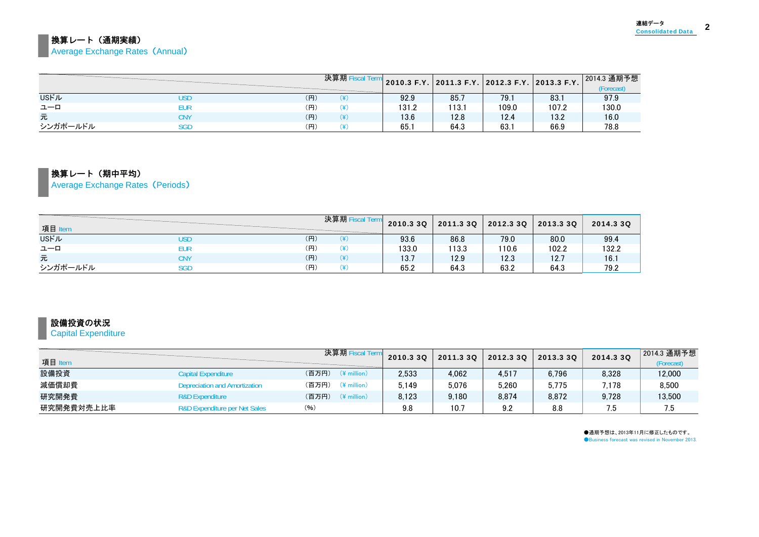## 換算レート（通期実績）
Average Exchange Rates（Annual）

| | | 決算期 Fiscal Term | 2010.3 F.Y. | 2011.3 F.Y. | 2012.3 F.Y. | 2013.3 F.Y. | 2014.3 通期予想 (Forecast) |
|---|---|---|---|---|---|---|---|
| USドル | USD | （円） （¥） | 92.9 | 85.7 | 79.1 | 83.1 | 97.9 |
| ユーロ | EUR | （円） （¥） | 131.2 | 113.1 | 109.0 | 107.2 | 130.0 |
| 元 | CNY | （円） （¥） | 13.6 | 12.8 | 12.4 | 13.2 | 16.0 |
| シンガポールドル | SGD | （円） （¥） | 65.1 | 64.3 | 63.1 | 66.9 | 78.8 |

## 換算レート（期中平均）
Average Exchange Rates（Periods）

| 項目 Item | | 決算期 Fiscal Term | 2010.3 3Q | 2011.3 3Q | 2012.3 3Q | 2013.3 3Q | 2014.3 3Q |
|---|---|---|---|---|---|---|---|
| USドル | USD | （円） （¥） | 93.6 | 86.8 | 79.0 | 80.0 | 99.4 |
| ユーロ | EUR | （円） （¥） | 133.0 | 113.3 | 110.6 | 102.2 | 132.2 |
| 元 | CNY | （円） （¥） | 13.7 | 12.9 | 12.3 | 12.7 | 16.1 |
| シンガポールドル | SGD | （円） （¥） | 65.2 | 64.3 | 63.2 | 64.3 | 79.2 |

## 設備投資の状況
Capital Expenditure

| 項目 Item | | 決算期 Fiscal Term | 2010.3 3Q | 2011.3 3Q | 2012.3 3Q | 2013.3 3Q | 2014.3 3Q | 2014.3 通期予想 (Forecast) |
|---|---|---|---|---|---|---|---|---|
| 設備投資 | Capital Expenditure | （百万円） （¥ million） | 2,533 | 4,062 | 4,517 | 6,796 | 8,328 | 12,000 |
| 減価償却費 | Depreciation and Amortization | （百万円） （¥ million） | 5,149 | 5,076 | 5,260 | 5,775 | 7,178 | 8,500 |
| 研究開発費 | R&D Expenditure | （百万円） （¥ million） | 8,123 | 9,180 | 8,874 | 8,872 | 9,728 | 13,500 |
| 研究開発費対売上比率 | R&D Expenditure per Net Sales | （%） | 9.8 | 10.7 | 9.2 | 8.8 | 7.5 | 7.5 |

●通期予想は、2013年11月に修正したものです。
●Business forecast was revised in November 2013.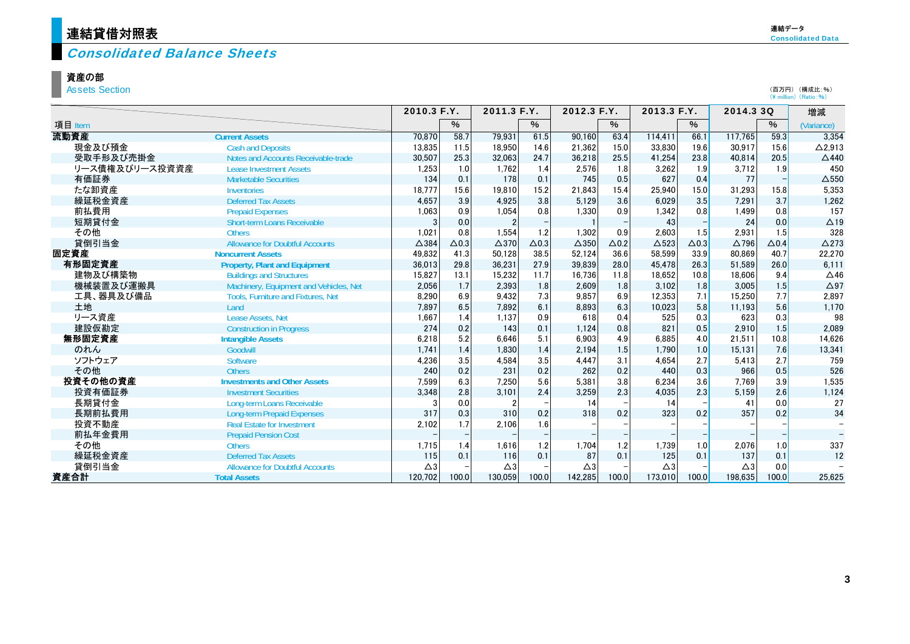# 連結貸借対照表

## *Consolidated Balance Sheets*

### 資産の部
Assets Section

（百万円）（構成比：%）
(¥ million) (Ratio：%)

| 項目 | Item | 2010.3 F.Y. | % | 2011.3 F.Y. | % | 2012.3 F.Y. | % | 2013.3 F.Y. | % | 2014.3 3Q | % | 増減 (Variance) |
|---|---|---|---|---|---|---|---|---|---|---|---|---|
| **流動資産** | **Current Assets** | 70,870 | 58.7 | 79,931 | 61.5 | 90,160 | 63.4 | 114,411 | 66.1 | 117,765 | 59.3 | 3,354 |
| 現金及び預金 | Cash and Deposits | 13,835 | 11.5 | 18,950 | 14.6 | 21,362 | 15.0 | 33,830 | 19.6 | 30,917 | 15.6 | △2,913 |
| 受取手形及び売掛金 | Notes and Accounts Receivable-trade | 30,507 | 25.3 | 32,063 | 24.7 | 36,218 | 25.5 | 41,254 | 23.8 | 40,814 | 20.5 | △440 |
| リース債権及びリース投資資産 | Lease Investment Assets | 1,253 | 1.0 | 1,762 | 1.4 | 2,576 | 1.8 | 3,262 | 1.9 | 3,712 | 1.9 | 450 |
| 有価証券 | Marketable Securities | 134 | 0.1 | 178 | 0.1 | 745 | 0.5 | 627 | 0.4 | 77 | − | △550 |
| たな卸資産 | Inventories | 18,777 | 15.6 | 19,810 | 15.2 | 21,843 | 15.4 | 25,940 | 15.0 | 31,293 | 15.8 | 5,353 |
| 繰延税金資産 | Deferred Tax Assets | 4,657 | 3.9 | 4,925 | 3.8 | 5,129 | 3.6 | 6,029 | 3.5 | 7,291 | 3.7 | 1,262 |
| 前払費用 | Prepaid Expenses | 1,063 | 0.9 | 1,054 | 0.8 | 1,330 | 0.9 | 1,342 | 0.8 | 1,499 | 0.8 | 157 |
| 短期貸付金 | Short-term Loans Receivable | 3 | 0.0 | 2 | − | 1 | − | 43 | − | 24 | 0.0 | △19 |
| その他 | Others | 1,021 | 0.8 | 1,554 | 1.2 | 1,302 | 0.9 | 2,603 | 1.5 | 2,931 | 1.5 | 328 |
| 貸倒引当金 | Allowance for Doubtful Accounts | △384 | △0.3 | △370 | △0.3 | △350 | △0.2 | △523 | △0.3 | △796 | △0.4 | △273 |
| **固定資産** | **Noncurrent Assets** | 49,832 | 41.3 | 50,128 | 38.5 | 52,124 | 36.6 | 58,599 | 33.9 | 80,869 | 40.7 | 22,270 |
| **有形固定資産** | **Property, Plant and Equipment** | 36,013 | 29.8 | 36,231 | 27.9 | 39,839 | 28.0 | 45,478 | 26.3 | 51,589 | 26.0 | 6,111 |
| 建物及び構築物 | Buildings and Structures | 15,827 | 13.1 | 15,232 | 11.7 | 16,736 | 11.8 | 18,652 | 10.8 | 18,606 | 9.4 | △46 |
| 機械装置及び運搬具 | Machinery, Equipment and Vehicles, Net | 2,056 | 1.7 | 2,393 | 1.8 | 2,609 | 1.8 | 3,102 | 1.8 | 3,005 | 1.5 | △97 |
| 工具、器具及び備品 | Tools, Furniture and Fixtures, Net | 8,290 | 6.9 | 9,432 | 7.3 | 9,857 | 6.9 | 12,353 | 7.1 | 15,250 | 7.7 | 2,897 |
| 土地 | Land | 7,897 | 6.5 | 7,892 | 6.1 | 8,893 | 6.3 | 10,023 | 5.8 | 11,193 | 5.6 | 1,170 |
| リース資産 | Lease Assets, Net | 1,667 | 1.4 | 1,137 | 0.9 | 618 | 0.4 | 525 | 0.3 | 623 | 0.3 | 98 |
| 建設仮勘定 | Construction in Progress | 274 | 0.2 | 143 | 0.1 | 1,124 | 0.8 | 821 | 0.5 | 2,910 | 1.5 | 2,089 |
| **無形固定資産** | **Intangible Assets** | 6,218 | 5.2 | 6,646 | 5.1 | 6,903 | 4.9 | 6,885 | 4.0 | 21,511 | 10.8 | 14,626 |
| のれん | Goodwill | 1,741 | 1.4 | 1,830 | 1.4 | 2,194 | 1.5 | 1,790 | 1.0 | 15,131 | 7.6 | 13,341 |
| ソフトウェア | Software | 4,236 | 3.5 | 4,584 | 3.5 | 4,447 | 3.1 | 4,654 | 2.7 | 5,413 | 2.7 | 759 |
| その他 | Others | 240 | 0.2 | 231 | 0.2 | 262 | 0.2 | 440 | 0.3 | 966 | 0.5 | 526 |
| **投資その他の資産** | **Investments and Other Assets** | 7,599 | 6.3 | 7,250 | 5.6 | 5,381 | 3.8 | 6,234 | 3.6 | 7,769 | 3.9 | 1,535 |
| 投資有価証券 | Investment Securities | 3,348 | 2.8 | 3,101 | 2.4 | 3,259 | 2.3 | 4,035 | 2.3 | 5,159 | 2.6 | 1,124 |
| 長期貸付金 | Long-term Loans Receivable | 3 | 0.0 | 2 | − | 14 | − | 14 | − | 41 | 0.0 | 27 |
| 長期前払費用 | Long-term Prepaid Expenses | 317 | 0.3 | 310 | 0.2 | 318 | 0.2 | 323 | 0.2 | 357 | 0.2 | 34 |
| 投資不動産 | Real Estate for Investment | 2,102 | 1.7 | 2,106 | 1.6 | − | − | − | − | − | − | − |
| 前払年金費用 | Prepaid Pension Cost | − | − | − | − | − | − | − | − | − | − | − |
| その他 | Others | 1,715 | 1.4 | 1,616 | 1.2 | 1,704 | 1.2 | 1,739 | 1.0 | 2,076 | 1.0 | 337 |
| 繰延税金資産 | Deferred Tax Assets | 115 | 0.1 | 116 | 0.1 | 87 | 0.1 | 125 | 0.1 | 137 | 0.1 | 12 |
| 貸倒引当金 | Allowance for Doubtful Accounts | △3 | − | △3 | − | △3 | − | △3 | − | △3 | 0.0 | − |
| **資産合計** | **Total Assets** | 120,702 | 100.0 | 130,059 | 100.0 | 142,285 | 100.0 | 173,010 | 100.0 | 198,635 | 100.0 | 25,625 |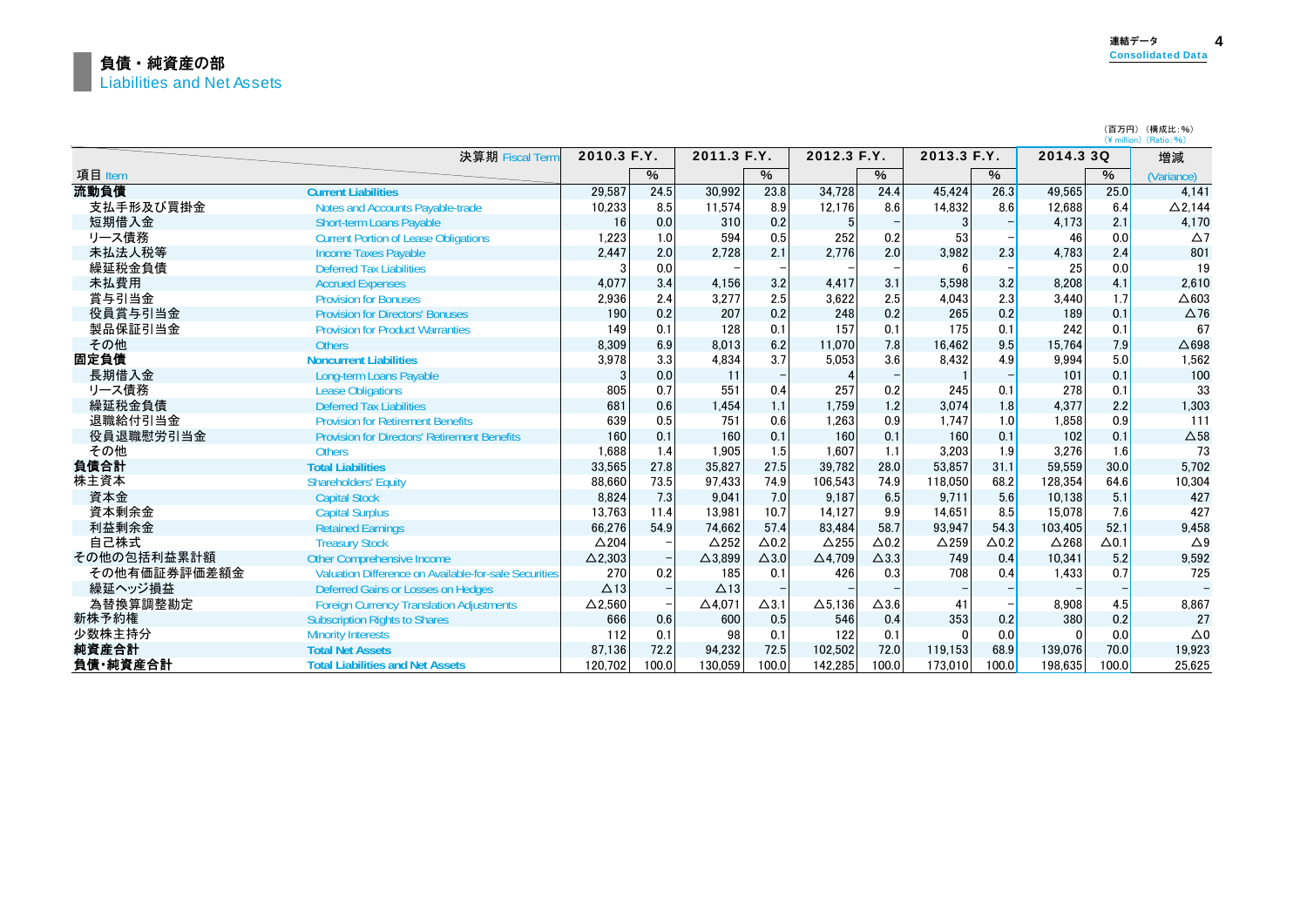# 負債・純資産の部
Liabilities and Net Assets

（百万円）（構成比：%）
（¥ million）（Ratio：%）

| 項目 Item | 決算期 Fiscal Term | 2010.3 F.Y. | % | 2011.3 F.Y. | % | 2012.3 F.Y. | % | 2013.3 F.Y. | % | 2014.3 3Q | % | 増減 (Variance) |
|---|---|---|---|---|---|---|---|---|---|---|---|---|
| **流動負債** | **Current Liabilities** | 29,587 | 24.5 | 30,992 | 23.8 | 34,728 | 24.4 | 45,424 | 26.3 | 49,565 | 25.0 | 4,141 |
| 支払手形及び買掛金 | Notes and Accounts Payable-trade | 10,233 | 8.5 | 11,574 | 8.9 | 12,176 | 8.6 | 14,832 | 8.6 | 12,688 | 6.4 | △2,144 |
| 短期借入金 | Short-term Loans Payable | 16 | 0.0 | 310 | 0.2 | 5 | − | 3 | − | 4,173 | 2.1 | 4,170 |
| リース債務 | Current Portion of Lease Obligations | 1,223 | 1.0 | 594 | 0.5 | 252 | 0.2 | 53 | − | 46 | 0.0 | △7 |
| 未払法人税等 | Income Taxes Payable | 2,447 | 2.0 | 2,728 | 2.1 | 2,776 | 2.0 | 3,982 | 2.3 | 4,783 | 2.4 | 801 |
| 繰延税金負債 | Deferred Tax Liabilities | 3 | 0.0 | − | − | − | − | 6 | − | 25 | 0.0 | 19 |
| 未払費用 | Accrued Expenses | 4,077 | 3.4 | 4,156 | 3.2 | 4,417 | 3.1 | 5,598 | 3.2 | 8,208 | 4.1 | 2,610 |
| 賞与引当金 | Provision for Bonuses | 2,936 | 2.4 | 3,277 | 2.5 | 3,622 | 2.5 | 4,043 | 2.3 | 3,440 | 1.7 | △603 |
| 役員賞与引当金 | Provision for Directors' Bonuses | 190 | 0.2 | 207 | 0.2 | 248 | 0.2 | 265 | 0.2 | 189 | 0.1 | △76 |
| 製品保証引当金 | Provision for Product Warranties | 149 | 0.1 | 128 | 0.1 | 157 | 0.1 | 175 | 0.1 | 242 | 0.1 | 67 |
| その他 | Others | 8,309 | 6.9 | 8,013 | 6.2 | 11,070 | 7.8 | 16,462 | 9.5 | 15,764 | 7.9 | △698 |
| **固定負債** | **Noncurrent Liabilities** | 3,978 | 3.3 | 4,834 | 3.7 | 5,053 | 3.6 | 8,432 | 4.9 | 9,994 | 5.0 | 1,562 |
| 長期借入金 | Long-term Loans Payable | 3 | 0.0 | 11 | − | 4 | − | 1 | − | 101 | 0.1 | 100 |
| リース債務 | Lease Obligations | 805 | 0.7 | 551 | 0.4 | 257 | 0.2 | 245 | 0.1 | 278 | 0.1 | 33 |
| 繰延税金負債 | Deferred Tax Liabilities | 681 | 0.6 | 1,454 | 1.1 | 1,759 | 1.2 | 3,074 | 1.8 | 4,377 | 2.2 | 1,303 |
| 退職給付引当金 | Provision for Retirement Benefits | 639 | 0.5 | 751 | 0.6 | 1,263 | 0.9 | 1,747 | 1.0 | 1,858 | 0.9 | 111 |
| 役員退職慰労引当金 | Provision for Directors' Retirement Benefits | 160 | 0.1 | 160 | 0.1 | 160 | 0.1 | 160 | 0.1 | 102 | 0.1 | △58 |
| その他 | Others | 1,688 | 1.4 | 1,905 | 1.5 | 1,607 | 1.1 | 3,203 | 1.9 | 3,276 | 1.6 | 73 |
| **負債合計** | **Total Liabilities** | 33,565 | 27.8 | 35,827 | 27.5 | 39,782 | 28.0 | 53,857 | 31.1 | 59,559 | 30.0 | 5,702 |
| 株主資本 | Shareholders' Equity | 88,660 | 73.5 | 97,433 | 74.9 | 106,543 | 74.9 | 118,050 | 68.2 | 128,354 | 64.6 | 10,304 |
| 資本金 | Capital Stock | 8,824 | 7.3 | 9,041 | 7.0 | 9,187 | 6.5 | 9,711 | 5.6 | 10,138 | 5.1 | 427 |
| 資本剰余金 | Capital Surplus | 13,763 | 11.4 | 13,981 | 10.7 | 14,127 | 9.9 | 14,651 | 8.5 | 15,078 | 7.6 | 427 |
| 利益剰余金 | Retained Earnings | 66,276 | 54.9 | 74,662 | 57.4 | 83,484 | 58.7 | 93,947 | 54.3 | 103,405 | 52.1 | 9,458 |
| 自己株式 | Treasury Stock | △204 | − | △252 | △0.2 | △255 | △0.2 | △259 | △0.2 | △268 | △0.1 | △9 |
| その他の包括利益累計額 | Other Comprehensive Income | △2,303 | − | △3,899 | △3.0 | △4,709 | △3.3 | 749 | 0.4 | 10,341 | 5.2 | 9,592 |
| その他有価証券評価差額金 | Valuation Difference on Available-for-sale Securities | 270 | 0.2 | 185 | 0.1 | 426 | 0.3 | 708 | 0.4 | 1,433 | 0.7 | 725 |
| 繰延ヘッジ損益 | Deferred Gains or Losses on Hedges | △13 | − | △13 | − | − | − | − | − | − | − | − |
| 為替換算調整勘定 | Foreign Currency Translation Adjustments | △2,560 | − | △4,071 | △3.1 | △5,136 | △3.6 | 41 | − | 8,908 | 4.5 | 8,867 |
| 新株予約権 | Subscription Rights to Shares | 666 | 0.6 | 600 | 0.5 | 546 | 0.4 | 353 | 0.2 | 380 | 0.2 | 27 |
| 少数株主持分 | Minority Interests | 112 | 0.1 | 98 | 0.1 | 122 | 0.1 | 0 | 0.0 | 0 | 0.0 | △0 |
| **純資産合計** | **Total Net Assets** | 87,136 | 72.2 | 94,232 | 72.5 | 102,502 | 72.0 | 119,153 | 68.9 | 139,076 | 70.0 | 19,923 |
| **負債・純資産合計** | **Total Liabilities and Net Assets** | 120,702 | 100.0 | 130,059 | 100.0 | 142,285 | 100.0 | 173,010 | 100.0 | 198,635 | 100.0 | 25,625 |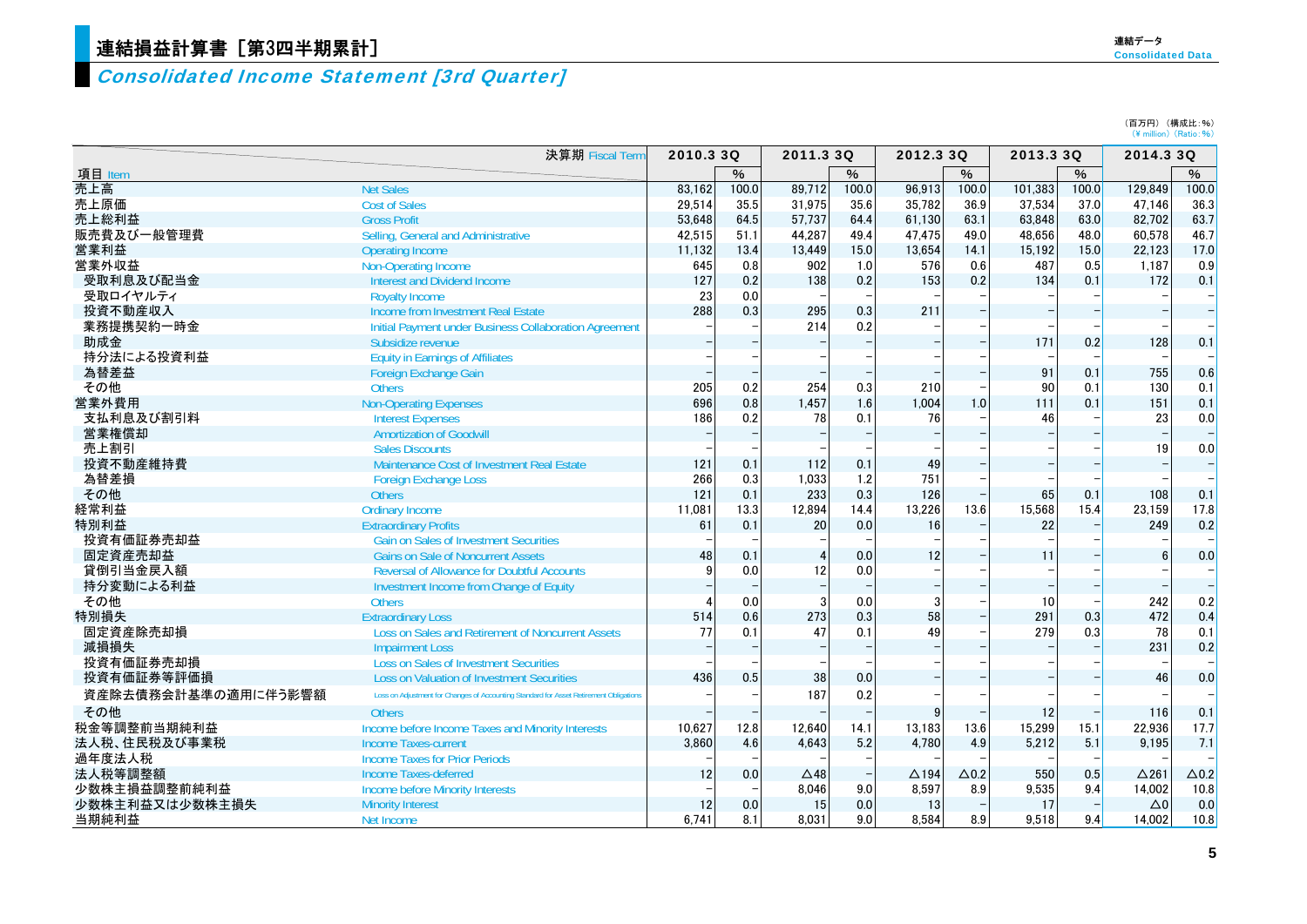# 連結損益計算書［第3四半期累計］

## *Consolidated Income Statement [3rd Quarter]*

（百万円）（構成比：%）
（¥ million）（Ratio：%）

| 項目 Item | | 2010.3 3Q | % | 2011.3 3Q | % | 2012.3 3Q | % | 2013.3 3Q | % | 2014.3 3Q | % |
|---|---|---|---|---|---|---|---|---|---|---|---|
| 売上高 | Net Sales | 83,162 | 100.0 | 89,712 | 100.0 | 96,913 | 100.0 | 101,383 | 100.0 | 129,849 | 100.0 |
| 売上原価 | Cost of Sales | 29,514 | 35.5 | 31,975 | 35.6 | 35,782 | 36.9 | 37,534 | 37.0 | 47,146 | 36.3 |
| 売上総利益 | Gross Profit | 53,648 | 64.5 | 57,737 | 64.4 | 61,130 | 63.1 | 63,848 | 63.0 | 82,702 | 63.7 |
| 販売費及び一般管理費 | Selling, General and Administrative | 42,515 | 51.1 | 44,287 | 49.4 | 47,475 | 49.0 | 48,656 | 48.0 | 60,578 | 46.7 |
| 営業利益 | Operating Income | 11,132 | 13.4 | 13,449 | 15.0 | 13,654 | 14.1 | 15,192 | 15.0 | 22,123 | 17.0 |
| 営業外収益 | Non-Operating Income | 645 | 0.8 | 902 | 1.0 | 576 | 0.6 | 487 | 0.5 | 1,187 | 0.9 |
| 受取利息及び配当金 | Interest and Dividend Income | 127 | 0.2 | 138 | 0.2 | 153 | 0.2 | 134 | 0.1 | 172 | 0.1 |
| 受取ロイヤルティ | Royalty Income | 23 | 0.0 | – | – | – | – | – | – | – | – |
| 投資不動産収入 | Income from Investment Real Estate | 288 | 0.3 | 295 | 0.3 | 211 | – | – | – | – | – |
| 業務提携契約一時金 | Initial Payment under Business Collaboration Agreement | – | – | 214 | 0.2 | – | – | – | – | – | – |
| 助成金 | Subsidize revenue | – | – | – | – | – | – | 171 | 0.2 | 128 | 0.1 |
| 持分法による投資利益 | Equity in Earnings of Affiliates | – | – | – | – | – | – | – | – | – | – |
| 為替差益 | Foreign Exchange Gain | – | – | – | – | – | – | 91 | 0.1 | 755 | 0.6 |
| その他 | Others | 205 | 0.2 | 254 | 0.3 | 210 | – | 90 | 0.1 | 130 | 0.1 |
| 営業外費用 | Non-Operating Expenses | 696 | 0.8 | 1,457 | 1.6 | 1,004 | 1.0 | 111 | 0.1 | 151 | 0.1 |
| 支払利息及び割引料 | Interest Expenses | 186 | 0.2 | 78 | 0.1 | 76 | – | 46 | – | 23 | 0.0 |
| 営業権償却 | Amortization of Goodwill | – | – | – | – | – | – | – | – | – | – |
| 売上割引 | Sales Discounts | – | – | – | – | – | – | – | – | 19 | 0.0 |
| 投資不動産維持費 | Maintenance Cost of Investment Real Estate | 121 | 0.1 | 112 | 0.1 | 49 | – | – | – | – | – |
| 為替差損 | Foreign Exchange Loss | 266 | 0.3 | 1,033 | 1.2 | 751 | – | – | – | – | – |
| その他 | Others | 121 | 0.1 | 233 | 0.3 | 126 | – | 65 | 0.1 | 108 | 0.1 |
| 経常利益 | Ordinary Income | 11,081 | 13.3 | 12,894 | 14.4 | 13,226 | 13.6 | 15,568 | 15.4 | 23,159 | 17.8 |
| 特別利益 | Extraordinary Profits | 61 | 0.1 | 20 | 0.0 | 16 | – | 22 | – | 249 | 0.2 |
| 投資有価証券売却益 | Gain on Sales of Investment Securities | – | – | – | – | – | – | – | – | – | – |
| 固定資産売却益 | Gains on Sale of Noncurrent Assets | 48 | 0.1 | 4 | 0.0 | 12 | – | 11 | – | 6 | 0.0 |
| 貸倒引当金戻入額 | Reversal of Allowance for Doubtful Accounts | 9 | 0.0 | 12 | 0.0 | – | – | – | – | – | – |
| 持分変動による利益 | Investment Income from Change of Equity | – | – | – | – | – | – | – | – | – | – |
| その他 | Others | 4 | 0.0 | 3 | 0.0 | 3 | – | 10 | – | 242 | 0.2 |
| 特別損失 | Extraordinary Loss | 514 | 0.6 | 273 | 0.3 | 58 | – | 291 | 0.3 | 472 | 0.4 |
| 固定資産除売却損 | Loss on Sales and Retirement of Noncurrent Assets | 77 | 0.1 | 47 | 0.1 | 49 | – | 279 | 0.3 | 78 | 0.1 |
| 減損損失 | Impairment Loss | – | – | – | – | – | – | – | – | 231 | 0.2 |
| 投資有価証券売却損 | Loss on Sales of Investment Securities | – | – | – | – | – | – | – | – | – | – |
| 投資有価証券等評価損 | Loss on Valuation of Investment Securities | 436 | 0.5 | 38 | 0.0 | – | – | – | – | 46 | 0.0 |
| 資産除去債務会計基準の適用に伴う影響額 | Loss on Adjustment for Changes of Accounting Standard for Asset Retirement Obligations | – | – | 187 | 0.2 | – | – | – | – | – | – |
| その他 | Others | – | – | – | – | 9 | – | 12 | – | 116 | 0.1 |
| 税金等調整前当期純利益 | Income before Income Taxes and Minority Interests | 10,627 | 12.8 | 12,640 | 14.1 | 13,183 | 13.6 | 15,299 | 15.1 | 22,936 | 17.7 |
| 法人税、住民税及び事業税 | Income Taxes-current | 3,860 | 4.6 | 4,643 | 5.2 | 4,780 | 4.9 | 5,212 | 5.1 | 9,195 | 7.1 |
| 過年度法人税 | Income Taxes for Prior Periods | – | – | – | – | – | – | – | – | – | – |
| 法人税等調整額 | Income Taxes-deferred | 12 | 0.0 | △48 | – | △194 | △0.2 | 550 | 0.5 | △261 | △0.2 |
| 少数株主損益調整前純利益 | Income before Minority Interests | – | – | 8,046 | 9.0 | 8,597 | 8.9 | 9,535 | 9.4 | 14,002 | 10.8 |
| 少数株主利益又は少数株主損失 | Minority Interest | 12 | 0.0 | 15 | 0.0 | 13 | – | 17 | – | △0 | 0.0 |
| 当期純利益 | Net Income | 6,741 | 8.1 | 8,031 | 9.0 | 8,584 | 8.9 | 9,518 | 9.4 | 14,002 | 10.8 |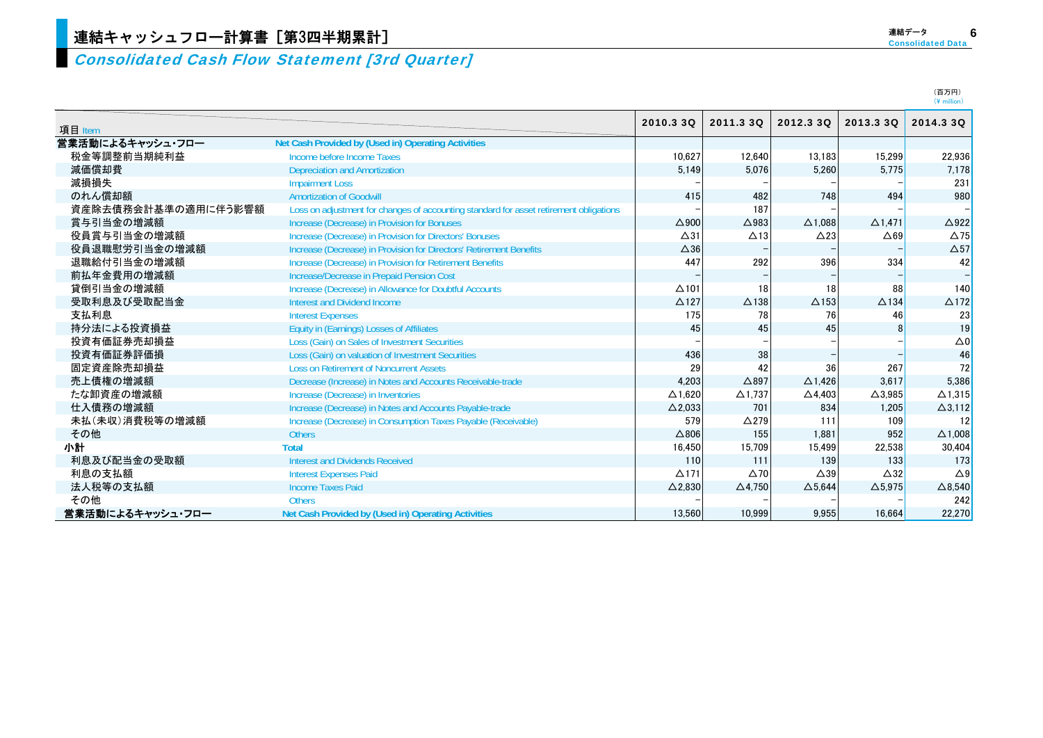# 連結キャッシュフロー計算書［第3四半期累計］

## *Consolidated Cash Flow Statement [3rd Quarter]*

（百万円）
(¥ million)

| 項目 Item | | 2010.3 3Q | 2011.3 3Q | 2012.3 3Q | 2013.3 3Q | 2014.3 3Q |
|---|---|---|---|---|---|---|
| **営業活動によるキャッシュ・フロー** | **Net Cash Provided by (Used in) Operating Activities** | | | | | |
| 税金等調整前当期純利益 | Income before Income Taxes | 10,627 | 12,640 | 13,183 | 15,299 | 22,936 |
| 減価償却費 | Depreciation and Amortization | 5,149 | 5,076 | 5,260 | 5,775 | 7,178 |
| 減損損失 | Impairment Loss | − | − | − | − | 231 |
| のれん償却額 | Amortization of Goodwill | 415 | 482 | 748 | 494 | 980 |
| 資産除去債務会計基準の適用に伴う影響額 | Loss on adjustment for changes of accounting standard for asset retirement obligations | − | 187 | − | − | − |
| 賞与引当金の増減額 | Increase (Decrease) in Provision for Bonuses | △900 | △983 | △1,088 | △1,471 | △922 |
| 役員賞与引当金の増減額 | Increase (Decrease) in Provision for Directors' Bonuses | △31 | △13 | △23 | △69 | △75 |
| 役員退職慰労引当金の増減額 | Increase (Decrease) in Provision for Directors' Retirement Benefits | △36 | − | − | − | △57 |
| 退職給付引当金の増減額 | Increase (Decrease) in Provision for Retirement Benefits | 447 | 292 | 396 | 334 | 42 |
| 前払年金費用の増減額 | Increase/Decrease in Prepaid Pension Cost | − | − | − | − | − |
| 貸倒引当金の増減額 | Increase (Decrease) in Allowance for Doubtful Accounts | △101 | 18 | 18 | 88 | 140 |
| 受取利息及び受取配当金 | Interest and Dividend Income | △127 | △138 | △153 | △134 | △172 |
| 支払利息 | Interest Expenses | 175 | 78 | 76 | 46 | 23 |
| 持分法による投資損益 | Equity in (Earnings) Losses of Affiliates | 45 | 45 | 45 | 8 | 19 |
| 投資有価証券売却損益 | Loss (Gain) on Sales of Investment Securities | − | − | − | − | △0 |
| 投資有価証券評価損 | Loss (Gain) on valuation of Investment Securities | 436 | 38 | − | − | 46 |
| 固定資産除売却損益 | Loss on Retirement of Noncurrent Assets | 29 | 42 | 36 | 267 | 72 |
| 売上債権の増減額 | Decrease (Increase) in Notes and Accounts Receivable-trade | 4,203 | △897 | △1,426 | 3,617 | 5,386 |
| たな卸資産の増減額 | Increase (Decrease) in Inventories | △1,620 | △1,737 | △4,403 | △3,985 | △1,315 |
| 仕入債務の増減額 | Increase (Decrease) in Notes and Accounts Payable-trade | △2,033 | 701 | 834 | 1,205 | △3,112 |
| 未払（未収）消費税等の増減額 | Increase (Decrease) in Consumption Taxes Payable (Receivable) | 579 | △279 | 111 | 109 | 12 |
| その他 | Others | △806 | 155 | 1,881 | 952 | △1,008 |
| **小計** | **Total** | 16,450 | 15,709 | 15,499 | 22,538 | 30,404 |
| 利息及び配当金の受取額 | Interest and Dividends Received | 110 | 111 | 139 | 133 | 173 |
| 利息の支払額 | Interest Expenses Paid | △171 | △70 | △39 | △32 | △9 |
| 法人税等の支払額 | Income Taxes Paid | △2,830 | △4,750 | △5,644 | △5,975 | △8,540 |
| その他 | Others | − | − | − | − | 242 |
| **営業活動によるキャッシュ・フロー** | **Net Cash Provided by (Used in) Operating Activities** | 13,560 | 10,999 | 9,955 | 16,664 | 22,270 |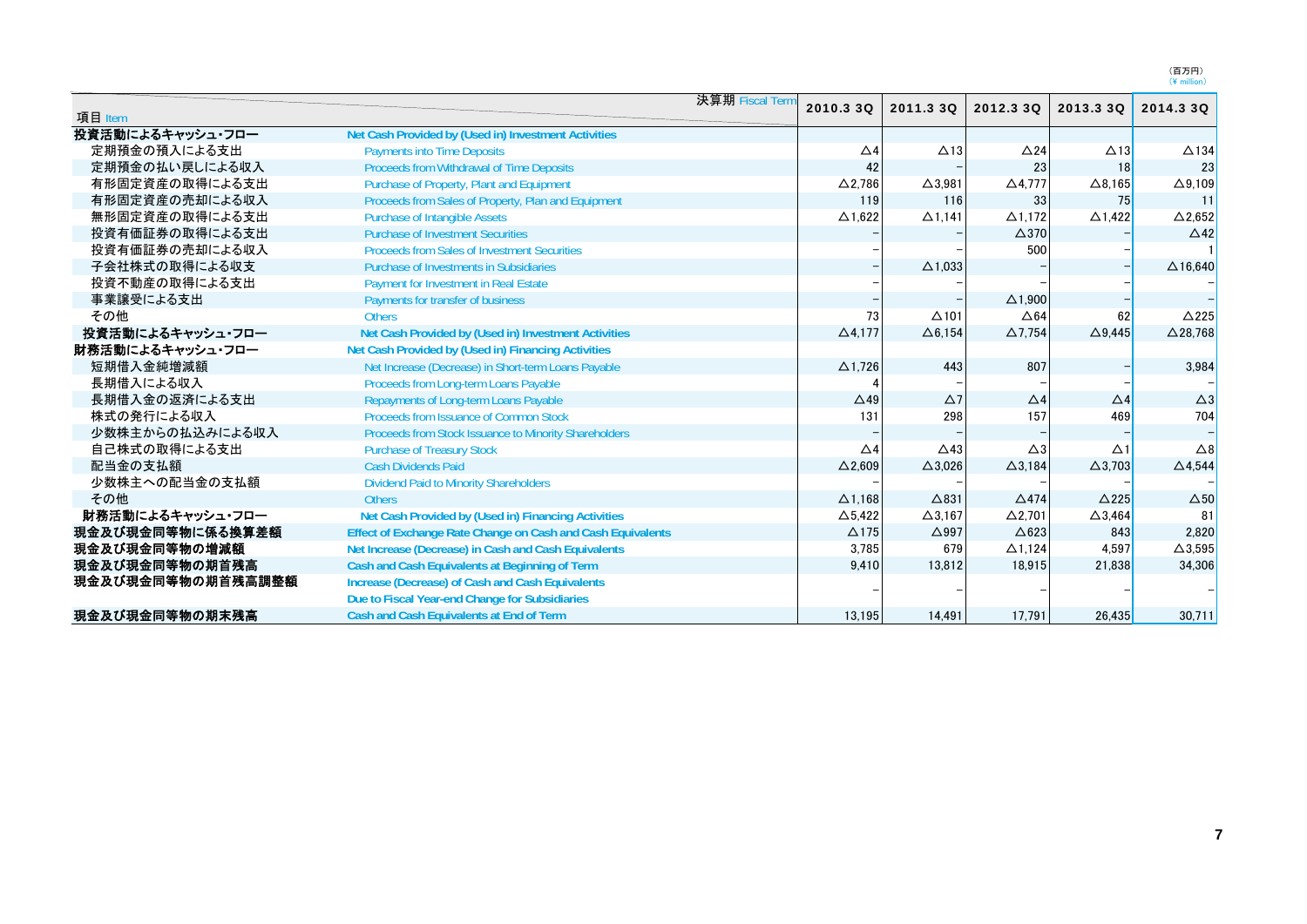（百万円）
（¥ million）

| 項目 Item | 決算期 Fiscal Term | 2010.3 3Q | 2011.3 3Q | 2012.3 3Q | 2013.3 3Q | 2014.3 3Q |
|---|---|---|---|---|---|---|
| **投資活動によるキャッシュ・フロー** | **Net Cash Provided by (Used in) Investment Activities** | | | | | |
| 定期預金の預入による支出 | Payments into Time Deposits | △4 | △13 | △24 | △13 | △134 |
| 定期預金の払い戻しによる収入 | Proceeds from Withdrawal of Time Deposits | 42 | – | 23 | 18 | 23 |
| 有形固定資産の取得による支出 | Purchase of Property, Plant and Equipment | △2,786 | △3,981 | △4,777 | △8,165 | △9,109 |
| 有形固定資産の売却による収入 | Proceeds from Sales of Property, Plan and Equipment | 119 | 116 | 33 | 75 | 11 |
| 無形固定資産の取得による支出 | Purchase of Intangible Assets | △1,622 | △1,141 | △1,172 | △1,422 | △2,652 |
| 投資有価証券の取得による支出 | Purchase of Investment Securities | – | – | △370 | – | △42 |
| 投資有価証券の売却による収入 | Proceeds from Sales of Investment Securities | – | – | 500 | – | 1 |
| 子会社株式の取得による収支 | Purchase of Investments in Subsidiaries | – | △1,033 | – | – | △16,640 |
| 投資不動産の取得による支出 | Payment for Investment in Real Estate | – | – | – | – | – |
| 事業譲受による支出 | Payments for transfer of business | – | – | △1,900 | – | – |
| その他 | Others | 73 | △101 | △64 | 62 | △225 |
| **投資活動によるキャッシュ・フロー** | **Net Cash Provided by (Used in) Investment Activities** | △4,177 | △6,154 | △7,754 | △9,445 | △28,768 |
| **財務活動によるキャッシュ・フロー** | **Net Cash Provided by (Used in) Financing Activities** | | | | | |
| 短期借入金純増減額 | Net Increase (Decrease) in Short-term Loans Payable | △1,726 | 443 | 807 | – | 3,984 |
| 長期借入による収入 | Proceeds from Long-term Loans Payable | 4 | – | – | – | – |
| 長期借入金の返済による支出 | Repayments of Long-term Loans Payable | △49 | △7 | △4 | △4 | △3 |
| 株式の発行による収入 | Proceeds from Issuance of Common Stock | 131 | 298 | 157 | 469 | 704 |
| 少数株主からの払込みによる収入 | Proceeds from Stock Issuance to Minority Shareholders | – | – | – | – | – |
| 自己株式の取得による支出 | Purchase of Treasury Stock | △4 | △43 | △3 | △1 | △8 |
| 配当金の支払額 | Cash Dividends Paid | △2,609 | △3,026 | △3,184 | △3,703 | △4,544 |
| 少数株主への配当金の支払額 | Dividend Paid to Minority Shareholders | – | – | – | – | – |
| その他 | Others | △1,168 | △831 | △474 | △225 | △50 |
| **財務活動によるキャッシュ・フロー** | **Net Cash Provided by (Used in) Financing Activities** | △5,422 | △3,167 | △2,701 | △3,464 | 81 |
| **現金及び現金同等物に係る換算差額** | **Effect of Exchange Rate Change on Cash and Cash Equivalents** | △175 | △997 | △623 | 843 | 2,820 |
| **現金及び現金同等物の増減額** | **Net Increase (Decrease) in Cash and Cash Equivalents** | 3,785 | 679 | △1,124 | 4,597 | △3,595 |
| **現金及び現金同等物の期首残高** | **Cash and Cash Equivalents at Beginning of Term** | 9,410 | 13,812 | 18,915 | 21,838 | 34,306 |
| **現金及び現金同等物の期首残高調整額** | **Increase (Decrease) of Cash and Cash Equivalents Due to Fiscal Year-end Change for Subsidiaries** | – | – | – | – | – |
| **現金及び現金同等物の期末残高** | **Cash and Cash Equivalents at End of Term** | 13,195 | 14,491 | 17,791 | 26,435 | 30,711 |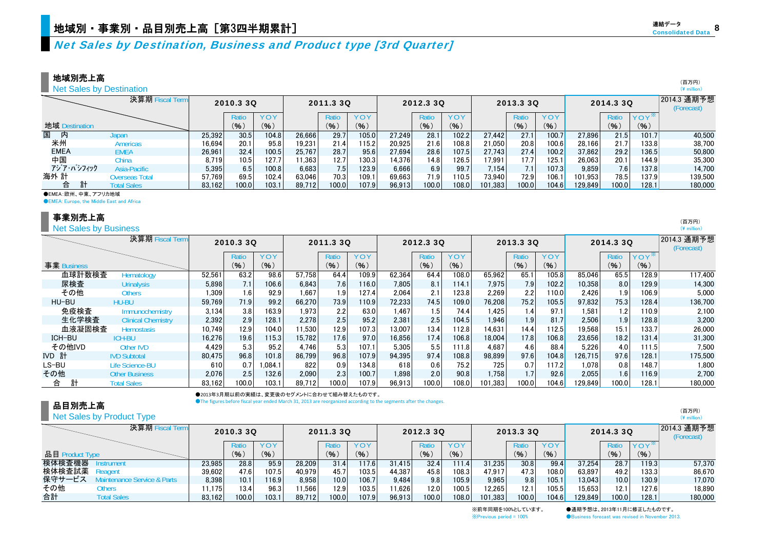# 地域別・事業別・品目別売上高［第3四半期累計］

## *Net Sales by Destination, Business and Product type [3rd Quarter]*

### 地域別売上高
Net Sales by Destination

（百万円）
(¥ million)

| 地域 Destination | | 2010.3 3Q | Ratio (%) | YOY (%) | 2011.3 3Q | Ratio (%) | YOY (%) | 2012.3 3Q | Ratio (%) | YOY (%) | 2013.3 3Q | Ratio (%) | YOY (%) | 2014.3 3Q | Ratio (%) | YOY※ (%) | 2014.3 通期予想 (Forecast) |
|---|---|---|---|---|---|---|---|---|---|---|---|---|---|---|---|---|---|
| 国　内 | Japan | 25,392 | 30.5 | 104.8 | 26,666 | 29.7 | 105.0 | 27,249 | 28.1 | 102.2 | 27,442 | 27.1 | 100.7 | 27,896 | 21.5 | 101.7 | 40,500 |
| 米州 | Americas | 16,694 | 20.1 | 95.8 | 19,231 | 21.4 | 115.2 | 20,925 | 21.6 | 108.8 | 21,050 | 20.8 | 100.6 | 28,166 | 21.7 | 133.8 | 38,700 |
| EMEA | EMEA | 26,961 | 32.4 | 100.5 | 25,767 | 28.7 | 95.6 | 27,694 | 28.6 | 107.5 | 27,743 | 27.4 | 100.2 | 37,862 | 29.2 | 136.5 | 50,800 |
| 中国 | China | 8,719 | 10.5 | 127.7 | 11,363 | 12.7 | 130.3 | 14,376 | 14.8 | 126.5 | 17,991 | 17.7 | 125.1 | 26,063 | 20.1 | 144.9 | 35,300 |
| アジア・パシフィック | Asia-Pacific | 5,395 | 6.5 | 100.8 | 6,683 | 7.5 | 123.9 | 6,666 | 6.9 | 99.7 | 7,154 | 7.1 | 107.3 | 9,859 | 7.6 | 137.8 | 14,700 |
| 海外 計 | Overseas Total | 57,769 | 69.5 | 102.4 | 63,046 | 70.3 | 109.1 | 69,663 | 71.9 | 110.5 | 73,940 | 72.9 | 106.1 | 101,953 | 78.5 | 137.9 | 139,500 |
| 合　計 | Total Sales | 83,162 | 100.0 | 103.1 | 89,712 | 100.0 | 107.9 | 96,913 | 100.0 | 108.0 | 101,383 | 100.0 | 104.6 | 129,849 | 100.0 | 128.1 | 180,000 |

●EMEA：欧州、中東、アフリカ地域
●EMEA: Europe, the Middle East and Africa

### 事業別売上高
Net Sales by Business

（百万円）
(¥ million)

| 事業 Business | | 2010.3 3Q | Ratio (%) | YOY (%) | 2011.3 3Q | Ratio (%) | YOY (%) | 2012.3 3Q | Ratio (%) | YOY (%) | 2013.3 3Q | Ratio (%) | YOY (%) | 2014.3 3Q | Ratio (%) | YOY※ (%) | 2014.3 通期予想 (Forecast) |
|---|---|---|---|---|---|---|---|---|---|---|---|---|---|---|---|---|---|
| 血球計数検査 | Hematology | 52,561 | 63.2 | 98.6 | 57,758 | 64.4 | 109.9 | 62,364 | 64.4 | 108.0 | 65,962 | 65.1 | 105.8 | 85,046 | 65.5 | 128.9 | 117,400 |
| 尿検査 | Urinalysis | 5,898 | 7.1 | 106.6 | 6,843 | 7.6 | 116.0 | 7,805 | 8.1 | 114.1 | 7,975 | 7.9 | 102.2 | 10,358 | 8.0 | 129.9 | 14,300 |
| その他 | Others | 1,309 | 1.6 | 92.9 | 1,667 | 1.9 | 127.4 | 2,064 | 2.1 | 123.8 | 2,269 | 2.2 | 110.0 | 2,426 | 1.9 | 106.9 | 5,000 |
| HU-BU | HU-BU | 59,769 | 71.9 | 99.2 | 66,270 | 73.9 | 110.9 | 72,233 | 74.5 | 109.0 | 76,208 | 75.2 | 105.5 | 97,832 | 75.3 | 128.4 | 136,700 |
| 免疫検査 | Immunochemistry | 3,134 | 3.8 | 163.9 | 1,973 | 2.2 | 63.0 | 1,467 | 1.5 | 74.4 | 1,425 | 1.4 | 97.1 | 1,581 | 1.2 | 110.9 | 2,100 |
| 生化学検査 | Clinical Chemistry | 2,392 | 2.9 | 128.1 | 2,278 | 2.5 | 95.2 | 2,381 | 2.5 | 104.5 | 1,946 | 1.9 | 81.7 | 2,506 | 1.9 | 128.8 | 3,200 |
| 血液凝固検査 | Hemostasis | 10,749 | 12.9 | 104.0 | 11,530 | 12.9 | 107.3 | 13,007 | 13.4 | 112.8 | 14,631 | 14.4 | 112.5 | 19,568 | 15.1 | 133.7 | 26,000 |
| ICH-BU | ICH-BU | 16,276 | 19.6 | 115.3 | 15,782 | 17.6 | 97.0 | 16,856 | 17.4 | 106.8 | 18,004 | 17.8 | 106.8 | 23,656 | 18.2 | 131.4 | 31,300 |
| その他IVD | Other IVD | 4,429 | 5.3 | 95.2 | 4,746 | 5.3 | 107.1 | 5,305 | 5.5 | 111.8 | 4,687 | 4.6 | 88.4 | 5,226 | 4.0 | 111.5 | 7,500 |
| IVD 計 | IVD Subtotal | 80,475 | 96.8 | 101.8 | 86,799 | 96.8 | 107.9 | 94,395 | 97.4 | 108.8 | 98,899 | 97.6 | 104.8 | 126,715 | 97.6 | 128.1 | 175,500 |
| LS-BU | Life Science-BU | 610 | 0.7 | 1,084.1 | 822 | 0.9 | 134.8 | 618 | 0.6 | 75.2 | 725 | 0.7 | 117.2 | 1,078 | 0.8 | 148.7 | 1,800 |
| その他 | Other Business | 2,076 | 2.5 | 132.6 | 2,090 | 2.3 | 100.7 | 1,898 | 2.0 | 90.8 | 1,758 | 1.7 | 92.6 | 2,055 | 1.6 | 116.9 | 2,700 |
| 合　計 | Total Sales | 83,162 | 100.0 | 103.1 | 89,712 | 100.0 | 107.9 | 96,913 | 100.0 | 108.0 | 101,383 | 100.0 | 104.6 | 129,849 | 100.0 | 128.1 | 180,000 |

●2013年3月期以前の実績は、変更後のセグメントに合わせて組み替えたものです。
●The figures before fiscal year ended March 31, 2013 are reorganized according to the segments after the changes.

### 品目別売上高
Net Sales by Product Type

（百万円）
(¥ million)

| 品目 Product Type | | 2010.3 3Q | Ratio (%) | YOY (%) | 2011.3 3Q | Ratio (%) | YOY (%) | 2012.3 3Q | Ratio (%) | YOY (%) | 2013.3 3Q | Ratio (%) | YOY (%) | 2014.3 3Q | Ratio (%) | YOY※ (%) | 2014.3 通期予想 (Forecast) |
|---|---|---|---|---|---|---|---|---|---|---|---|---|---|---|---|---|---|
| 検体検査機器 | Instrument | 23,985 | 28.8 | 95.9 | 28,209 | 31.4 | 117.6 | 31,415 | 32.4 | 111.4 | 31,235 | 30.8 | 99.4 | 37,254 | 28.7 | 119.3 | 57,370 |
| 検体検査試薬 | Reagent | 39,602 | 47.6 | 107.5 | 40,979 | 45.7 | 103.5 | 44,387 | 45.8 | 108.3 | 47,917 | 47.3 | 108.0 | 63,897 | 49.2 | 133.3 | 86,670 |
| 保守サービス | Maintenance Service & Parts | 8,398 | 10.1 | 116.9 | 8,958 | 10.0 | 106.7 | 9,484 | 9.8 | 105.9 | 9,965 | 9.8 | 105.1 | 13,043 | 10.0 | 130.9 | 17,070 |
| その他 | Others | 11,175 | 13.4 | 96.3 | 11,566 | 12.9 | 103.5 | 11,626 | 12.0 | 100.5 | 12,265 | 12.1 | 105.5 | 15,653 | 12.1 | 127.6 | 18,890 |
| 合計 | Total Sales | 83,162 | 100.0 | 103.1 | 89,712 | 100.0 | 107.9 | 96,913 | 100.0 | 108.0 | 101,383 | 100.0 | 104.6 | 129,849 | 100.0 | 128.1 | 180,000 |

※前年同期を100%としています。
※Previous period = 100%

●通期予想は、2013年11月に修正したものです。
●Business forecast was revised in November 2013.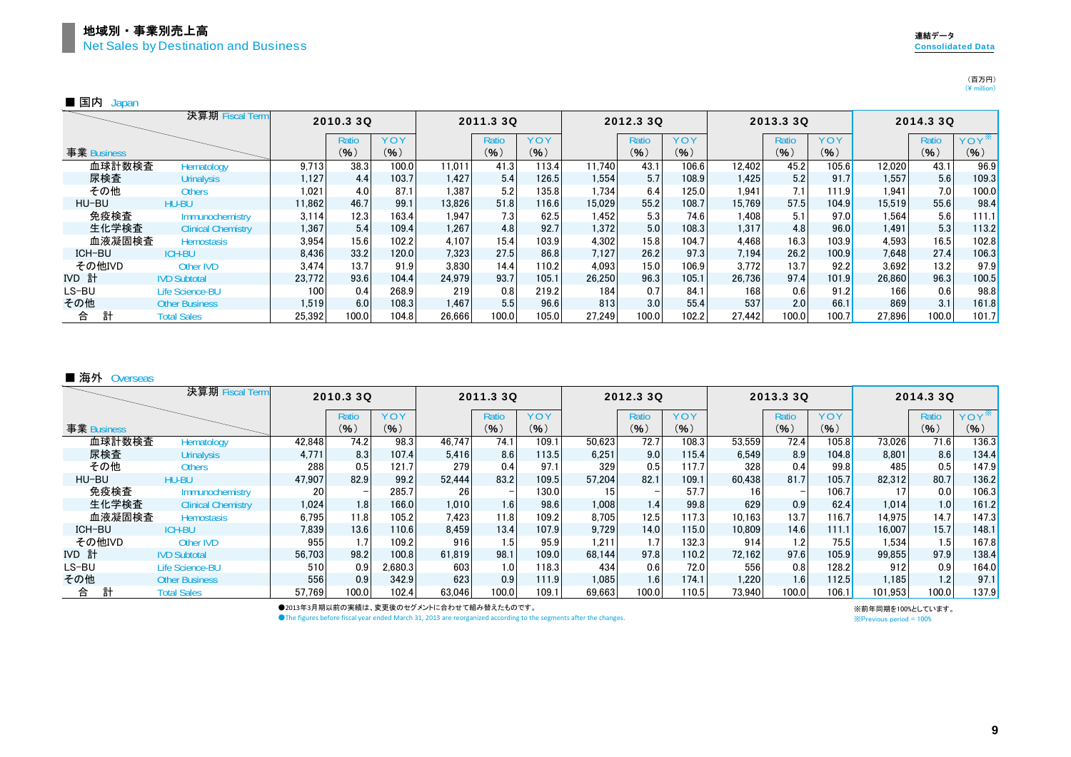# 地域別・事業別売上高
## Net Sales by Destination and Business

連結データ
Consolidated Data

（百万円）
（¥ million）

### ■ 国内 Japan

| 事業 Business \ 決算期 Fiscal Term | | 2010.3 3Q | Ratio (%) | YOY (%) | 2011.3 3Q | Ratio (%) | YOY (%) | 2012.3 3Q | Ratio (%) | YOY (%) | 2013.3 3Q | Ratio (%) | YOY (%) | 2014.3 3Q | Ratio (%) | YOY※ (%) |
|---|---|---|---|---|---|---|---|---|---|---|---|---|---|---|---|---|
| 血球計数検査 | Hematology | 9,713 | 38.3 | 100.0 | 11,011 | 41.3 | 113.4 | 11,740 | 43.1 | 106.6 | 12,402 | 45.2 | 105.6 | 12,020 | 43.1 | 96.9 |
| 尿検査 | Urinalysis | 1,127 | 4.4 | 103.7 | 1,427 | 5.4 | 126.5 | 1,554 | 5.7 | 108.9 | 1,425 | 5.2 | 91.7 | 1,557 | 5.6 | 109.3 |
| その他 | Others | 1,021 | 4.0 | 87.1 | 1,387 | 5.2 | 135.8 | 1,734 | 6.4 | 125.0 | 1,941 | 7.1 | 111.9 | 1,941 | 7.0 | 100.0 |
| HU-BU | HU-BU | 11,862 | 46.7 | 99.1 | 13,826 | 51.8 | 116.6 | 15,029 | 55.2 | 108.7 | 15,769 | 57.5 | 104.9 | 15,519 | 55.6 | 98.4 |
| 免疫検査 | Immunochemistry | 3,114 | 12.3 | 163.4 | 1,947 | 7.3 | 62.5 | 1,452 | 5.3 | 74.6 | 1,408 | 5.1 | 97.0 | 1,564 | 5.6 | 111.1 |
| 生化学検査 | Clinical Chemistry | 1,367 | 5.4 | 109.4 | 1,267 | 4.8 | 92.7 | 1,372 | 5.0 | 108.3 | 1,317 | 4.8 | 96.0 | 1,491 | 5.3 | 113.2 |
| 血液凝固検査 | Hemostasis | 3,954 | 15.6 | 102.2 | 4,107 | 15.4 | 103.9 | 4,302 | 15.8 | 104.7 | 4,468 | 16.3 | 103.9 | 4,593 | 16.5 | 102.8 |
| ICH-BU | ICH-BU | 8,436 | 33.2 | 120.0 | 7,323 | 27.5 | 86.8 | 7,127 | 26.2 | 97.3 | 7,194 | 26.2 | 100.9 | 7,648 | 27.4 | 106.3 |
| その他IVD | Other IVD | 3,474 | 13.7 | 91.9 | 3,830 | 14.4 | 110.2 | 4,093 | 15.0 | 106.9 | 3,772 | 13.7 | 92.2 | 3,692 | 13.2 | 97.9 |
| IVD 計 | IVD Subtotal | 23,772 | 93.6 | 104.4 | 24,979 | 93.7 | 105.1 | 26,250 | 96.3 | 105.1 | 26,736 | 97.4 | 101.9 | 26,860 | 96.3 | 100.5 |
| LS-BU | Life Science-BU | 100 | 0.4 | 268.9 | 219 | 0.8 | 219.2 | 184 | 0.7 | 84.1 | 168 | 0.6 | 91.2 | 166 | 0.6 | 98.8 |
| その他 | Other Business | 1,519 | 6.0 | 108.3 | 1,467 | 5.5 | 96.6 | 813 | 3.0 | 55.4 | 537 | 2.0 | 66.1 | 869 | 3.1 | 161.8 |
| 合　計 | Total Sales | 25,392 | 100.0 | 104.8 | 26,666 | 100.0 | 105.0 | 27,249 | 100.0 | 102.2 | 27,442 | 100.0 | 100.7 | 27,896 | 100.0 | 101.7 |

### ■ 海外 Overseas

| 事業 Business \ 決算期 Fiscal Term | | 2010.3 3Q | Ratio (%) | YOY (%) | 2011.3 3Q | Ratio (%) | YOY (%) | 2012.3 3Q | Ratio (%) | YOY (%) | 2013.3 3Q | Ratio (%) | YOY (%) | 2014.3 3Q | Ratio (%) | YOY※ (%) |
|---|---|---|---|---|---|---|---|---|---|---|---|---|---|---|---|---|
| 血球計数検査 | Hematology | 42,848 | 74.2 | 98.3 | 46,747 | 74.1 | 109.1 | 50,623 | 72.7 | 108.3 | 53,559 | 72.4 | 105.8 | 73,026 | 71.6 | 136.3 |
| 尿検査 | Urinalysis | 4,771 | 8.3 | 107.4 | 5,416 | 8.6 | 113.5 | 6,251 | 9.0 | 115.4 | 6,549 | 8.9 | 104.8 | 8,801 | 8.6 | 134.4 |
| その他 | Others | 288 | 0.5 | 121.7 | 279 | 0.4 | 97.1 | 329 | 0.5 | 117.7 | 328 | 0.4 | 99.8 | 485 | 0.5 | 147.9 |
| HU-BU | HU-BU | 47,907 | 82.9 | 99.2 | 52,444 | 83.2 | 109.5 | 57,204 | 82.1 | 109.1 | 60,438 | 81.7 | 105.7 | 82,312 | 80.7 | 136.2 |
| 免疫検査 | Immunochemistry | 20 | − | 285.7 | 26 | − | 130.0 | 15 | − | 57.7 | 16 | − | 106.7 | 17 | 0.0 | 106.3 |
| 生化学検査 | Clinical Chemistry | 1,024 | 1.8 | 166.0 | 1,010 | 1.6 | 98.6 | 1,008 | 1.4 | 99.8 | 629 | 0.9 | 62.4 | 1,014 | 1.0 | 161.2 |
| 血液凝固検査 | Hemostasis | 6,795 | 11.8 | 105.2 | 7,423 | 11.8 | 109.2 | 8,705 | 12.5 | 117.3 | 10,163 | 13.7 | 116.7 | 14,975 | 14.7 | 147.3 |
| ICH-BU | ICH-BU | 7,839 | 13.6 | 110.6 | 8,459 | 13.4 | 107.9 | 9,729 | 14.0 | 115.0 | 10,809 | 14.6 | 111.1 | 16,007 | 15.7 | 148.1 |
| その他IVD | Other IVD | 955 | 1.7 | 109.2 | 916 | 1.5 | 95.9 | 1,211 | 1.7 | 132.3 | 914 | 1.2 | 75.5 | 1,534 | 1.5 | 167.8 |
| IVD 計 | IVD Subtotal | 56,703 | 98.2 | 100.8 | 61,819 | 98.1 | 109.0 | 68,144 | 97.8 | 110.2 | 72,162 | 97.6 | 105.9 | 99,855 | 97.9 | 138.4 |
| LS-BU | Life Science-BU | 510 | 0.9 | 2,680.3 | 603 | 1.0 | 118.3 | 434 | 0.6 | 72.0 | 556 | 0.8 | 128.2 | 912 | 0.9 | 164.0 |
| その他 | Other Business | 556 | 0.9 | 342.9 | 623 | 0.9 | 111.9 | 1,085 | 1.6 | 174.1 | 1,220 | 1.6 | 112.5 | 1,185 | 1.2 | 97.1 |
| 合　計 | Total Sales | 57,769 | 100.0 | 102.4 | 63,046 | 100.0 | 109.1 | 69,663 | 100.0 | 110.5 | 73,940 | 100.0 | 106.1 | 101,953 | 100.0 | 137.9 |

●2013年3月期以前の実績は、変更後のセグメントに合わせて組み替えたものです。
●The figures before fiscal year ended March 31, 2013 are reorganized according to the segments after the changes.

※前年同期を100%としています。
※Previous period = 100%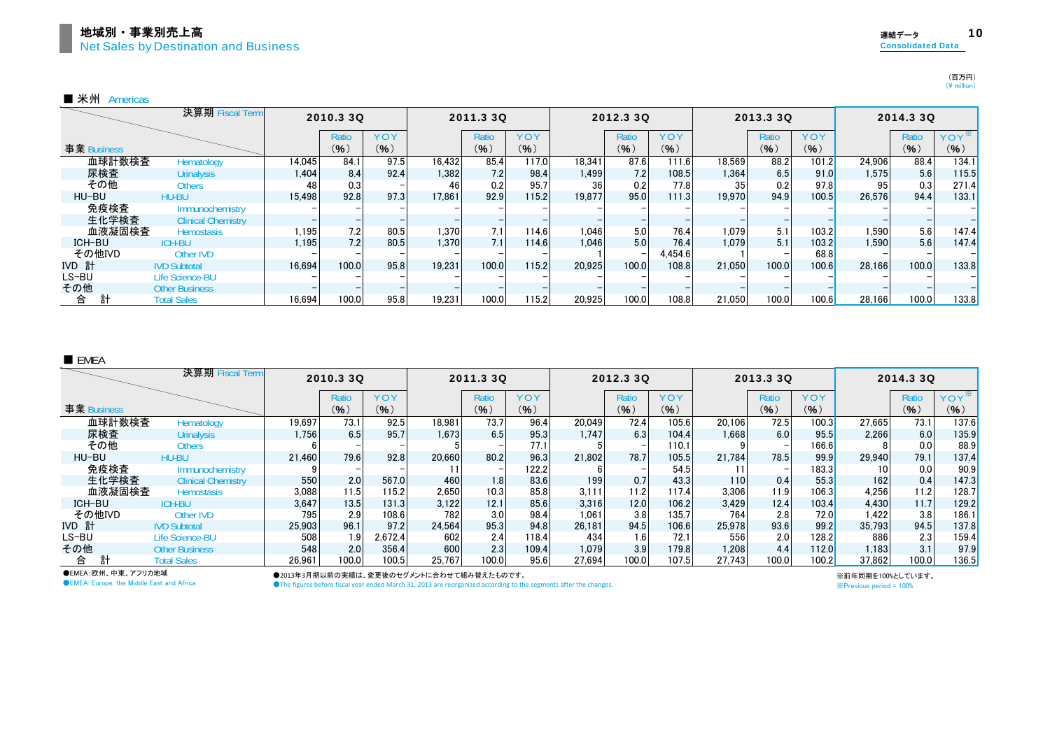# 地域別・事業別売上高
Net Sales by Destination and Business

連結データ Consolidated Data

（百万円）
（¥ million）

## ■ 米州 Americas

| 事業 Business | | 2010.3 3Q | Ratio (%) | YOY (%) | 2011.3 3Q | Ratio (%) | YOY (%) | 2012.3 3Q | Ratio (%) | YOY (%) | 2013.3 3Q | Ratio (%) | YOY (%) | 2014.3 3Q | Ratio (%) | YOY※ (%) |
|---|---|---|---|---|---|---|---|---|---|---|---|---|---|---|---|---|
| 血球計数検査 | Hematology | 14,045 | 84.1 | 97.5 | 16,432 | 85.4 | 117.0 | 18,341 | 87.6 | 111.6 | 18,569 | 88.2 | 101.2 | 24,906 | 88.4 | 134.1 |
| 尿検査 | Urinalysis | 1,404 | 8.4 | 92.4 | 1,382 | 7.2 | 98.4 | 1,499 | 7.2 | 108.5 | 1,364 | 6.5 | 91.0 | 1,575 | 5.6 | 115.5 |
| その他 | Others | 48 | 0.3 | – | 46 | 0.2 | 95.7 | 36 | 0.2 | 77.8 | 35 | 0.2 | 97.8 | 95 | 0.3 | 271.4 |
| HU-BU | HU-BU | 15,498 | 92.8 | 97.3 | 17,861 | 92.9 | 115.2 | 19,877 | 95.0 | 111.3 | 19,970 | 94.9 | 100.5 | 26,576 | 94.4 | 133.1 |
| 免疫検査 | Immunochemistry | – | – | – | – | – | – | – | – | – | – | – | – | – | – | – |
| 生化学検査 | Clinical Chemistry | – | – | – | – | – | – | – | – | – | – | – | – | – | – | – |
| 血液凝固検査 | Hemostasis | 1,195 | 7.2 | 80.5 | 1,370 | 7.1 | 114.6 | 1,046 | 5.0 | 76.4 | 1,079 | 5.1 | 103.2 | 1,590 | 5.6 | 147.4 |
| ICH-BU | ICH-BU | 1,195 | 7.2 | 80.5 | 1,370 | 7.1 | 114.6 | 1,046 | 5.0 | 76.4 | 1,079 | 5.1 | 103.2 | 1,590 | 5.6 | 147.4 |
| その他IVD | Other IVD | – | – | – | – | – | – | 1 | – | 4,454.6 | 1 | – | 68.8 | – | – | – |
| IVD 計 | IVD Subtotal | 16,694 | 100.0 | 95.8 | 19,231 | 100.0 | 115.2 | 20,925 | 100.0 | 108.8 | 21,050 | 100.0 | 100.6 | 28,166 | 100.0 | 133.8 |
| LS-BU | Life Science-BU | – | – | – | – | – | – | – | – | – | – | – | – | – | – | – |
| その他 | Other Business | – | – | – | – | – | – | – | – | – | – | – | – | – | – | – |
| 合 計 | Total Sales | 16,694 | 100.0 | 95.8 | 19,231 | 100.0 | 115.2 | 20,925 | 100.0 | 108.8 | 21,050 | 100.0 | 100.6 | 28,166 | 100.0 | 133.8 |

## ■ EMEA

| 事業 Business | | 2010.3 3Q | Ratio (%) | YOY (%) | 2011.3 3Q | Ratio (%) | YOY (%) | 2012.3 3Q | Ratio (%) | YOY (%) | 2013.3 3Q | Ratio (%) | YOY (%) | 2014.3 3Q | Ratio (%) | YOY※ (%) |
|---|---|---|---|---|---|---|---|---|---|---|---|---|---|---|---|---|
| 血球計数検査 | Hematology | 19,697 | 73.1 | 92.5 | 18,981 | 73.7 | 96.4 | 20,049 | 72.4 | 105.6 | 20,106 | 72.5 | 100.3 | 27,665 | 73.1 | 137.6 |
| 尿検査 | Urinalysis | 1,756 | 6.5 | 95.7 | 1,673 | 6.5 | 95.3 | 1,747 | 6.3 | 104.4 | 1,668 | 6.0 | 95.5 | 2,266 | 6.0 | 135.9 |
| その他 | Others | 6 | – | – | 5 | – | 77.1 | 5 | – | 110.1 | 9 | – | 166.6 | 8 | 0.0 | 88.9 |
| HU-BU | HU-BU | 21,460 | 79.6 | 92.8 | 20,660 | 80.2 | 96.3 | 21,802 | 78.7 | 105.5 | 21,784 | 78.5 | 99.9 | 29,940 | 79.1 | 137.4 |
| 免疫検査 | Immunochemistry | 9 | – | – | 11 | – | 122.2 | 6 | – | 54.5 | 11 | – | 183.3 | 10 | 0.0 | 90.9 |
| 生化学検査 | Clinical Chemistry | 550 | 2.0 | 567.0 | 460 | 1.8 | 83.6 | 199 | 0.7 | 43.3 | 110 | 0.4 | 55.3 | 162 | 0.4 | 147.3 |
| 血液凝固検査 | Hemostasis | 3,088 | 11.5 | 115.2 | 2,650 | 10.3 | 85.8 | 3,111 | 11.2 | 117.4 | 3,306 | 11.9 | 106.3 | 4,256 | 11.2 | 128.7 |
| ICH-BU | ICH-BU | 3,647 | 13.5 | 131.3 | 3,122 | 12.1 | 85.6 | 3,316 | 12.0 | 106.2 | 3,429 | 12.4 | 103.4 | 4,430 | 11.7 | 129.2 |
| その他IVD | Other IVD | 795 | 2.9 | 108.6 | 782 | 3.0 | 98.4 | 1,061 | 3.8 | 135.7 | 764 | 2.8 | 72.0 | 1,422 | 3.8 | 186.1 |
| IVD 計 | IVD Subtotal | 25,903 | 96.1 | 97.2 | 24,564 | 95.3 | 94.8 | 26,181 | 94.5 | 106.6 | 25,978 | 93.6 | 99.2 | 35,793 | 94.5 | 137.8 |
| LS-BU | Life Science-BU | 508 | 1.9 | 2,672.4 | 602 | 2.4 | 118.4 | 434 | 1.6 | 72.1 | 556 | 2.0 | 128.2 | 886 | 2.3 | 159.4 |
| その他 | Other Business | 548 | 2.0 | 356.4 | 600 | 2.3 | 109.4 | 1,079 | 3.9 | 179.8 | 1,208 | 4.4 | 112.0 | 1,183 | 3.1 | 97.9 |
| 合 計 | Total Sales | 26,961 | 100.0 | 100.5 | 25,767 | 100.0 | 95.6 | 27,694 | 100.0 | 107.5 | 27,743 | 100.0 | 100.2 | 37,862 | 100.0 | 136.5 |

●EMEA：欧州、中東、アフリカ地域
●EMEA: Europe, the Middle East and Africa

●2013年3月期以前の実績は、変更後のセグメントに合わせて組み替えたものです。
●The figures before fiscal year ended March 31, 2013 are reorganized according to the segments after the changes.

※前年同期を100%としています。
※Previous period = 100%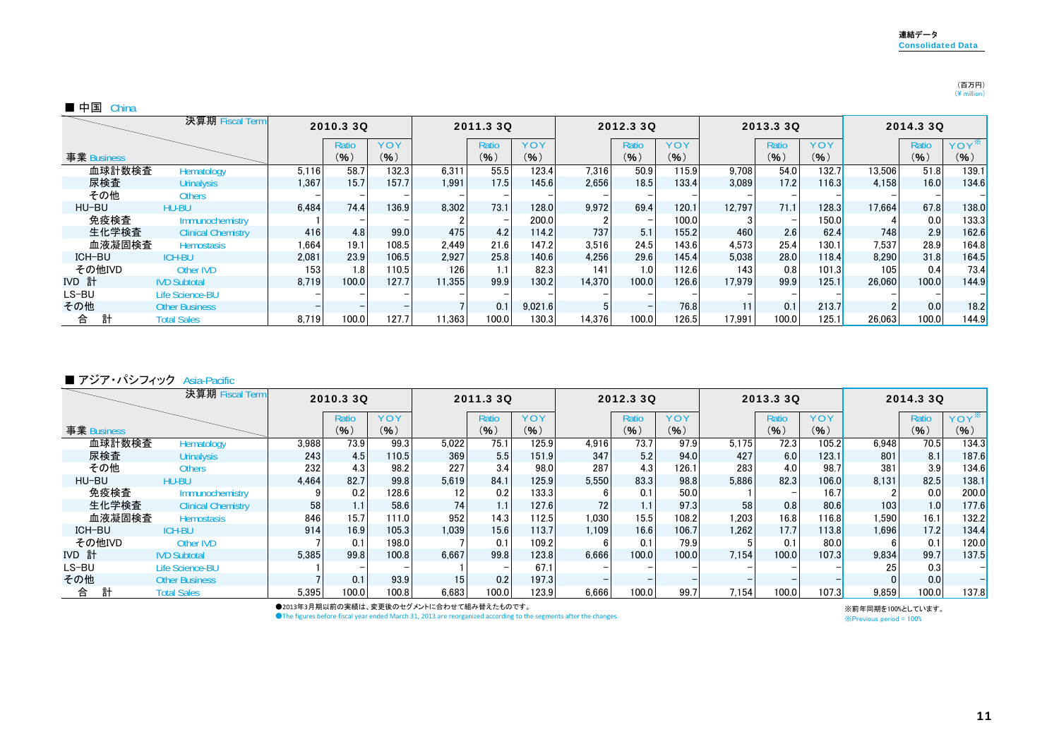連結データ
Consolidated Data

（百万円）
（¥ million）

■ 中国 China

| 事業 Business | | 2010.3 3Q | | | 2011.3 3Q | | | 2012.3 3Q | | | 2013.3 3Q | | | 2014.3 3Q | | |
|---|---|---|---|---|---|---|---|---|---|---|---|---|---|---|---|---|
| 決算期 Fiscal Term | | | Ratio (%) | YOY (%) | | Ratio (%) | YOY (%) | | Ratio (%) | YOY (%) | | Ratio (%) | YOY (%) | | Ratio (%) | YOY※ (%) |
| 血球計数検査 | Hematology | 5,116 | 58.7 | 132.3 | 6,311 | 55.5 | 123.4 | 7,316 | 50.9 | 115.9 | 9,708 | 54.0 | 132.7 | 13,506 | 51.8 | 139.1 |
| 尿検査 | Urinalysis | 1,367 | 15.7 | 157.7 | 1,991 | 17.5 | 145.6 | 2,656 | 18.5 | 133.4 | 3,089 | 17.2 | 116.3 | 4,158 | 16.0 | 134.6 |
| その他 | Others | − | − | − | − | − | − | − | − | − | − | − | − | − | − | − |
| HU-BU | HU-BU | 6,484 | 74.4 | 136.9 | 8,302 | 73.1 | 128.0 | 9,972 | 69.4 | 120.1 | 12,797 | 71.1 | 128.3 | 17,664 | 67.8 | 138.0 |
| 免疫検査 | Immunochemistry | 1 | − | − | 2 | − | 200.0 | 2 | − | 100.0 | 3 | − | 150.0 | 4 | 0.0 | 133.3 |
| 生化学検査 | Clinical Chemistry | 416 | 4.8 | 99.0 | 475 | 4.2 | 114.2 | 737 | 5.1 | 155.2 | 460 | 2.6 | 62.4 | 748 | 2.9 | 162.6 |
| 血液凝固検査 | Hemostasis | 1,664 | 19.1 | 108.5 | 2,449 | 21.6 | 147.2 | 3,516 | 24.5 | 143.6 | 4,573 | 25.4 | 130.1 | 7,537 | 28.9 | 164.8 |
| ICH-BU | ICH-BU | 2,081 | 23.9 | 106.5 | 2,927 | 25.8 | 140.6 | 4,256 | 29.6 | 145.4 | 5,038 | 28.0 | 118.4 | 8,290 | 31.8 | 164.5 |
| その他IVD | Other IVD | 153 | 1.8 | 110.5 | 126 | 1.1 | 82.3 | 141 | 1.0 | 112.6 | 143 | 0.8 | 101.3 | 105 | 0.4 | 73.4 |
| IVD 計 | IVD Subtotal | 8,719 | 100.0 | 127.7 | 11,355 | 99.9 | 130.2 | 14,370 | 100.0 | 126.6 | 17,979 | 99.9 | 125.1 | 26,060 | 100.0 | 144.9 |
| LS-BU | Life Science-BU | − | − | − | − | − | − | − | − | − | − | − | − | − | − | − |
| その他 | Other Business | − | − | − | 7 | 0.1 | 9,021.6 | 5 | − | 76.8 | 11 | 0.1 | 213.7 | 2 | 0.0 | 18.2 |
| 合 計 | Total Sales | 8,719 | 100.0 | 127.7 | 11,363 | 100.0 | 130.3 | 14,376 | 100.0 | 126.5 | 17,991 | 100.0 | 125.1 | 26,063 | 100.0 | 144.9 |

■ アジア・パシフィック Asia-Pacific

| 事業 Business | | 2010.3 3Q | | | 2011.3 3Q | | | 2012.3 3Q | | | 2013.3 3Q | | | 2014.3 3Q | | |
|---|---|---|---|---|---|---|---|---|---|---|---|---|---|---|---|---|
| 決算期 Fiscal Term | | | Ratio (%) | YOY (%) | | Ratio (%) | YOY (%) | | Ratio (%) | YOY (%) | | Ratio (%) | YOY (%) | | Ratio (%) | YOY※ (%) |
| 血球計数検査 | Hematology | 3,988 | 73.9 | 99.3 | 5,022 | 75.1 | 125.9 | 4,916 | 73.7 | 97.9 | 5,175 | 72.3 | 105.2 | 6,948 | 70.5 | 134.3 |
| 尿検査 | Urinalysis | 243 | 4.5 | 110.5 | 369 | 5.5 | 151.9 | 347 | 5.2 | 94.0 | 427 | 6.0 | 123.1 | 801 | 8.1 | 187.6 |
| その他 | Others | 232 | 4.3 | 98.2 | 227 | 3.4 | 98.0 | 287 | 4.3 | 126.1 | 283 | 4.0 | 98.7 | 381 | 3.9 | 134.6 |
| HU-BU | HU-BU | 4,464 | 82.7 | 99.8 | 5,619 | 84.1 | 125.9 | 5,550 | 83.3 | 98.8 | 5,886 | 82.3 | 106.0 | 8,131 | 82.5 | 138.1 |
| 免疫検査 | Immunochemistry | 9 | 0.2 | 128.6 | 12 | 0.2 | 133.3 | 6 | 0.1 | 50.0 | 1 | − | 16.7 | 2 | 0.0 | 200.0 |
| 生化学検査 | Clinical Chemistry | 58 | 1.1 | 58.6 | 74 | 1.1 | 127.6 | 72 | 1.1 | 97.3 | 58 | 0.8 | 80.6 | 103 | 1.0 | 177.6 |
| 血液凝固検査 | Hemostasis | 846 | 15.7 | 111.0 | 952 | 14.3 | 112.5 | 1,030 | 15.5 | 108.2 | 1,203 | 16.8 | 116.8 | 1,590 | 16.1 | 132.2 |
| ICH-BU | ICH-BU | 914 | 16.9 | 105.3 | 1,039 | 15.6 | 113.7 | 1,109 | 16.6 | 106.7 | 1,262 | 17.7 | 113.8 | 1,696 | 17.2 | 134.4 |
| その他IVD | Other IVD | 7 | 0.1 | 198.0 | 7 | 0.1 | 109.2 | 6 | 0.1 | 79.9 | 5 | 0.1 | 80.0 | 6 | 0.1 | 120.0 |
| IVD 計 | IVD Subtotal | 5,385 | 99.8 | 100.8 | 6,667 | 99.8 | 123.8 | 6,666 | 100.0 | 100.0 | 7,154 | 100.0 | 107.3 | 9,834 | 99.7 | 137.5 |
| LS-BU | Life Science-BU | 1 | − | − | 1 | − | 67.1 | − | − | − | − | − | − | 25 | 0.3 | − |
| その他 | Other Business | 7 | 0.1 | 93.9 | 15 | 0.2 | 197.3 | − | − | − | − | − | − | 0 | 0.0 | − |
| 合 計 | Total Sales | 5,395 | 100.0 | 100.8 | 6,683 | 100.0 | 123.9 | 6,666 | 100.0 | 99.7 | 7,154 | 100.0 | 107.3 | 9,859 | 100.0 | 137.8 |

●2013年3月期以前の実績は、変更後のセグメントに合わせて組み替えたものです。
●The figures before fiscal year ended March 31, 2013 are reorganized according to the segments after the changes.

※前年同期を100%としています。
※Previous period = 100%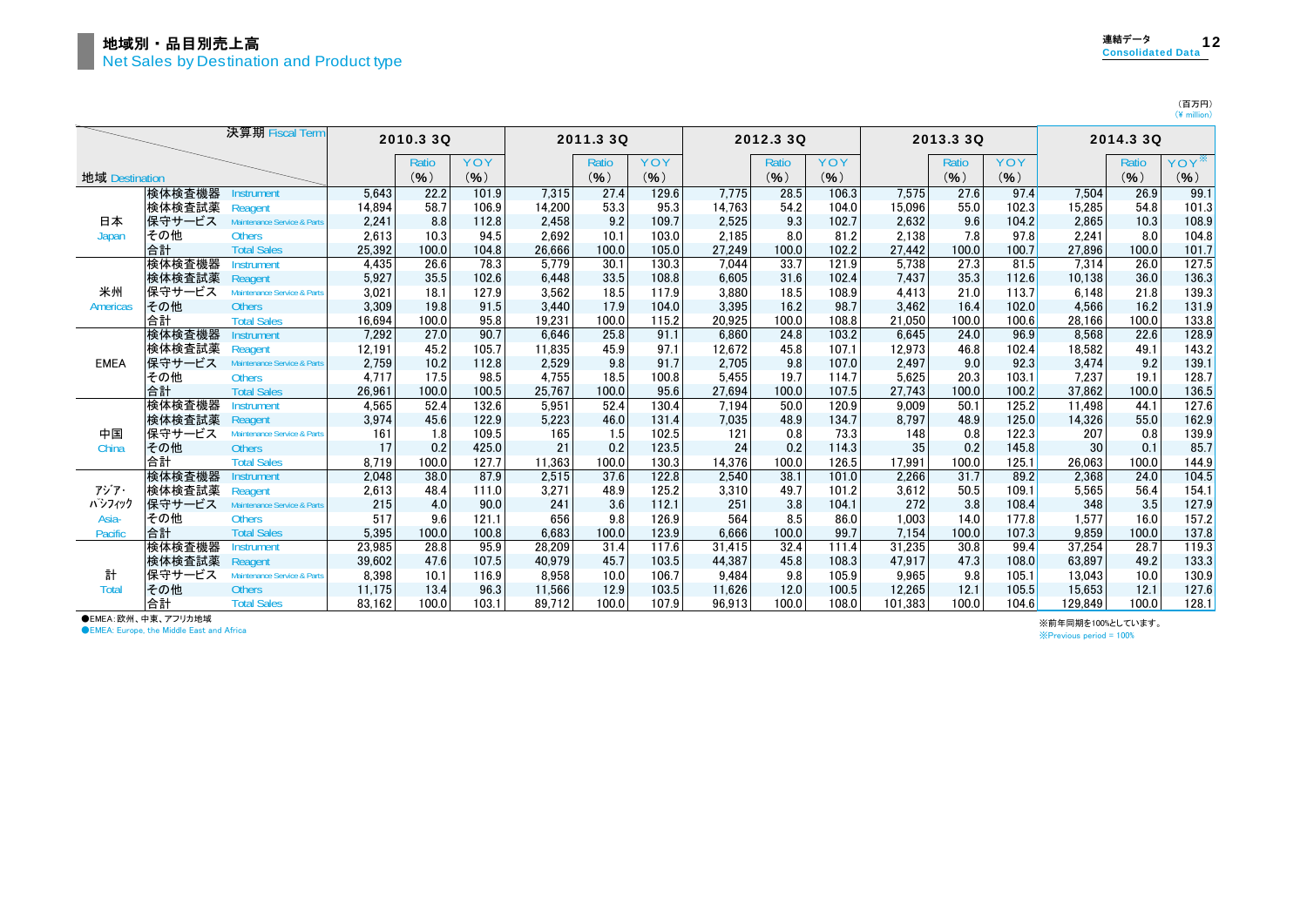# 地域別・品目別売上高
Net Sales by Destination and Product type

連結データ Consolidated Data

（百万円）
(¥ million)

| 地域 Destination | 決算期 Fiscal Term | 2010.3 3Q | Ratio (%) | YOY (%) | 2011.3 3Q | Ratio (%) | YOY (%) | 2012.3 3Q | Ratio (%) | YOY (%) | 2013.3 3Q | Ratio (%) | YOY (%) | 2014.3 3Q | Ratio (%) | YOY※ (%) |
|---|---|---|---|---|---|---|---|---|---|---|---|---|---|---|---|---|
| 日本 Japan | 検体検査機器 Instrument | 5,643 | 22.2 | 101.9 | 7,315 | 27.4 | 129.6 | 7,775 | 28.5 | 106.3 | 7,575 | 27.6 | 97.4 | 7,504 | 26.9 | 99.1 |
| | 検体検査試薬 Reagent | 14,894 | 58.7 | 106.9 | 14,200 | 53.3 | 95.3 | 14,763 | 54.2 | 104.0 | 15,096 | 55.0 | 102.3 | 15,285 | 54.8 | 101.3 |
| | 保守サービス Maintenance Service & Parts | 2,241 | 8.8 | 112.8 | 2,458 | 9.2 | 109.7 | 2,525 | 9.3 | 102.7 | 2,632 | 9.6 | 104.2 | 2,865 | 10.3 | 108.9 |
| | その他 Others | 2,613 | 10.3 | 94.5 | 2,692 | 10.1 | 103.0 | 2,185 | 8.0 | 81.2 | 2,138 | 7.8 | 97.8 | 2,241 | 8.0 | 104.8 |
| | 合計 Total Sales | 25,392 | 100.0 | 104.8 | 26,666 | 100.0 | 105.0 | 27,249 | 100.0 | 102.2 | 27,442 | 100.0 | 100.7 | 27,896 | 100.0 | 101.7 |
| 米州 Americas | 検体検査機器 Instrument | 4,435 | 26.6 | 78.3 | 5,779 | 30.1 | 130.3 | 7,044 | 33.7 | 121.9 | 5,738 | 27.3 | 81.5 | 7,314 | 26.0 | 127.5 |
| | 検体検査試薬 Reagent | 5,927 | 35.5 | 102.6 | 6,448 | 33.5 | 108.8 | 6,605 | 31.6 | 102.4 | 7,437 | 35.3 | 112.6 | 10,138 | 36.0 | 136.3 |
| | 保守サービス Maintenance Service & Parts | 3,021 | 18.1 | 127.9 | 3,562 | 18.5 | 117.9 | 3,880 | 18.5 | 108.9 | 4,413 | 21.0 | 113.7 | 6,148 | 21.8 | 139.3 |
| | その他 Others | 3,309 | 19.8 | 91.5 | 3,440 | 17.9 | 104.0 | 3,395 | 16.2 | 98.7 | 3,462 | 16.4 | 102.0 | 4,566 | 16.2 | 131.9 |
| | 合計 Total Sales | 16,694 | 100.0 | 95.8 | 19,231 | 100.0 | 115.2 | 20,925 | 100.0 | 108.8 | 21,050 | 100.0 | 100.6 | 28,166 | 100.0 | 133.8 |
| EMEA | 検体検査機器 Instrument | 7,292 | 27.0 | 90.7 | 6,646 | 25.8 | 91.1 | 6,860 | 24.8 | 103.2 | 6,645 | 24.0 | 96.9 | 8,568 | 22.6 | 128.9 |
| | 検体検査試薬 Reagent | 12,191 | 45.2 | 105.7 | 11,835 | 45.9 | 97.1 | 12,672 | 45.8 | 107.1 | 12,973 | 46.8 | 102.4 | 18,582 | 49.1 | 143.2 |
| | 保守サービス Maintenance Service & Parts | 2,759 | 10.2 | 112.8 | 2,529 | 9.8 | 91.7 | 2,705 | 9.8 | 107.0 | 2,497 | 9.0 | 92.3 | 3,474 | 9.2 | 139.1 |
| | その他 Others | 4,717 | 17.5 | 98.5 | 4,755 | 18.5 | 100.8 | 5,455 | 19.7 | 114.7 | 5,625 | 20.3 | 103.1 | 7,237 | 19.1 | 128.7 |
| | 合計 Total Sales | 26,961 | 100.0 | 100.5 | 25,767 | 100.0 | 95.6 | 27,694 | 100.0 | 107.5 | 27,743 | 100.0 | 100.2 | 37,862 | 100.0 | 136.5 |
| 中国 China | 検体検査機器 Instrument | 4,565 | 52.4 | 132.6 | 5,951 | 52.4 | 130.4 | 7,194 | 50.0 | 120.9 | 9,009 | 50.1 | 125.2 | 11,498 | 44.1 | 127.6 |
| | 検体検査試薬 Reagent | 3,974 | 45.6 | 122.9 | 5,223 | 46.0 | 131.4 | 7,035 | 48.9 | 134.7 | 8,797 | 48.9 | 125.0 | 14,326 | 55.0 | 162.9 |
| | 保守サービス Maintenance Service & Parts | 161 | 1.8 | 109.5 | 165 | 1.5 | 102.5 | 121 | 0.8 | 73.3 | 148 | 0.8 | 122.3 | 207 | 0.8 | 139.9 |
| | その他 Others | 17 | 0.2 | 425.0 | 21 | 0.2 | 123.5 | 24 | 0.2 | 114.3 | 35 | 0.2 | 145.8 | 30 | 0.1 | 85.7 |
| | 合計 Total Sales | 8,719 | 100.0 | 127.7 | 11,363 | 100.0 | 130.3 | 14,376 | 100.0 | 126.5 | 17,991 | 100.0 | 125.1 | 26,063 | 100.0 | 144.9 |
| ｱｼﾞｱ・ﾊﾟｼﾌｨｯｸ Asia-Pacific | 検体検査機器 Instrument | 2,048 | 38.0 | 87.9 | 2,515 | 37.6 | 122.8 | 2,540 | 38.1 | 101.0 | 2,266 | 31.7 | 89.2 | 2,368 | 24.0 | 104.5 |
| | 検体検査試薬 Reagent | 2,613 | 48.4 | 111.0 | 3,271 | 48.9 | 125.2 | 3,310 | 49.7 | 101.2 | 3,612 | 50.5 | 109.1 | 5,565 | 56.4 | 154.1 |
| | 保守サービス Maintenance Service & Parts | 215 | 4.0 | 90.0 | 241 | 3.6 | 112.1 | 251 | 3.8 | 104.1 | 272 | 3.8 | 108.4 | 348 | 3.5 | 127.9 |
| | その他 Others | 517 | 9.6 | 121.1 | 656 | 9.8 | 126.9 | 564 | 8.5 | 86.0 | 1,003 | 14.0 | 177.8 | 1,577 | 16.0 | 157.2 |
| | 合計 Total Sales | 5,395 | 100.0 | 100.8 | 6,683 | 100.0 | 123.9 | 6,666 | 100.0 | 99.7 | 7,154 | 100.0 | 107.3 | 9,859 | 100.0 | 137.8 |
| 計 Total | 検体検査機器 Instrument | 23,985 | 28.8 | 95.9 | 28,209 | 31.4 | 117.6 | 31,415 | 32.4 | 111.4 | 31,235 | 30.8 | 99.4 | 37,254 | 28.7 | 119.3 |
| | 検体検査試薬 Reagent | 39,602 | 47.6 | 107.5 | 40,979 | 45.7 | 103.5 | 44,387 | 45.8 | 108.3 | 47,917 | 47.3 | 108.0 | 63,897 | 49.2 | 133.3 |
| | 保守サービス Maintenance Service & Parts | 8,398 | 10.1 | 116.9 | 8,958 | 10.0 | 106.7 | 9,484 | 9.8 | 105.9 | 9,965 | 9.8 | 105.1 | 13,043 | 10.0 | 130.9 |
| | その他 Others | 11,175 | 13.4 | 96.3 | 11,566 | 12.9 | 103.5 | 11,626 | 12.0 | 100.5 | 12,265 | 12.1 | 105.5 | 15,653 | 12.1 | 127.6 |
| | 合計 Total Sales | 83,162 | 100.0 | 103.1 | 89,712 | 100.0 | 107.9 | 96,913 | 100.0 | 108.0 | 101,383 | 100.0 | 104.6 | 129,849 | 100.0 | 128.1 |

●EMEA：欧州、中東、アフリカ地域
●EMEA: Europe, the Middle East and Africa

※前年同期を100%としています。
※Previous period = 100%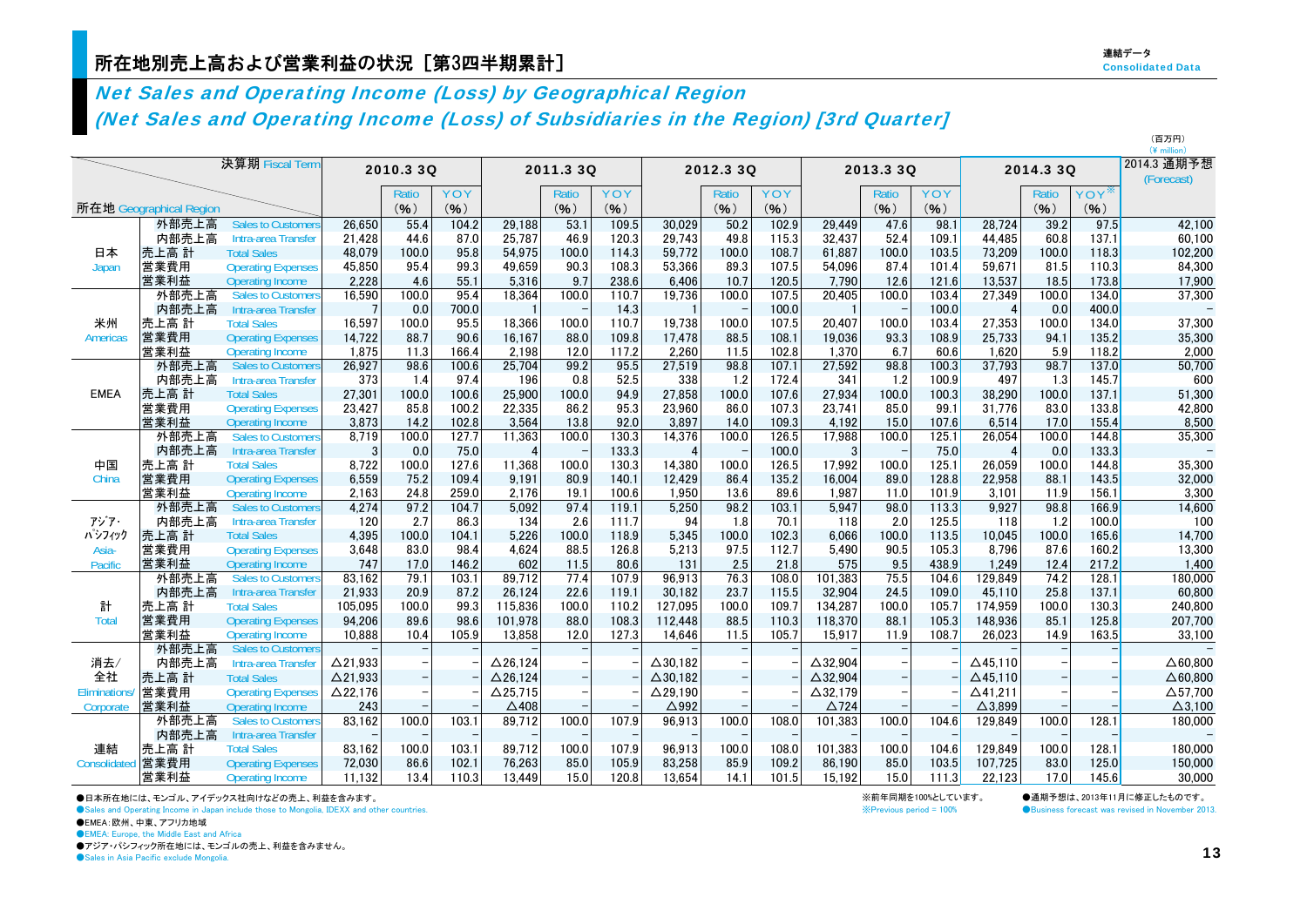# 所在地別売上高および営業利益の状況［第3四半期累計］

連結データ
Consolidated Data

## *Net Sales and Operating Income (Loss) by Geographical Region*
## *(Net Sales and Operating Income (Loss) of Subsidiaries in the Region) [3rd Quarter]*

（百万円）
(¥ million)

| 所在地 Geographical Region | | 決算期 Fiscal Term | 2010.3 3Q | Ratio (%) | YOY (%) | 2011.3 3Q | Ratio (%) | YOY (%) | 2012.3 3Q | Ratio (%) | YOY (%) | 2013.3 3Q | Ratio (%) | YOY (%) | 2014.3 3Q | Ratio (%) | YOY※ (%) | 2014.3 通期予想 (Forecast) |
|---|---|---|---|---|---|---|---|---|---|---|---|---|---|---|---|---|---|---|
| 日本 Japan | 外部売上高 | Sales to Customers | 26,650 | 55.4 | 104.2 | 29,188 | 53.1 | 109.5 | 30,029 | 50.2 | 102.9 | 29,449 | 47.6 | 98.1 | 28,724 | 39.2 | 97.5 | 42,100 |
| | 内部売上高 | Intra-area Transfer | 21,428 | 44.6 | 87.0 | 25,787 | 46.9 | 120.3 | 29,743 | 49.8 | 115.3 | 32,437 | 52.4 | 109.1 | 44,485 | 60.8 | 137.1 | 60,100 |
| | 売上高 計 | Total Sales | 48,079 | 100.0 | 95.8 | 54,975 | 100.0 | 114.3 | 59,772 | 100.0 | 108.7 | 61,887 | 100.0 | 103.5 | 73,209 | 100.0 | 118.3 | 102,200 |
| | 営業費用 | Operating Expenses | 45,850 | 95.4 | 99.3 | 49,659 | 90.3 | 108.3 | 53,366 | 89.3 | 107.5 | 54,096 | 87.4 | 101.4 | 59,671 | 81.5 | 110.3 | 84,300 |
| | 営業利益 | Operating Income | 2,228 | 4.6 | 55.1 | 5,316 | 9.7 | 238.6 | 6,406 | 10.7 | 120.5 | 7,790 | 12.6 | 121.6 | 13,537 | 18.5 | 173.8 | 17,900 |
| 米州 Americas | 外部売上高 | Sales to Customers | 16,590 | 100.0 | 95.4 | 18,364 | 100.0 | 110.7 | 19,736 | 100.0 | 107.5 | 20,405 | 100.0 | 103.4 | 27,349 | 100.0 | 134.0 | 37,300 |
| | 内部売上高 | Intra-area Transfer | 7 | 0.0 | 700.0 | 1 | – | 14.3 | 1 | – | 100.0 | 1 | – | 100.0 | 4 | 0.0 | 400.0 | – |
| | 売上高 計 | Total Sales | 16,597 | 100.0 | 95.5 | 18,366 | 100.0 | 110.7 | 19,738 | 100.0 | 107.5 | 20,407 | 100.0 | 103.4 | 27,353 | 100.0 | 134.0 | 37,300 |
| | 営業費用 | Operating Expenses | 14,722 | 88.7 | 90.6 | 16,167 | 88.0 | 109.8 | 17,478 | 88.5 | 108.1 | 19,036 | 93.3 | 108.9 | 25,733 | 94.1 | 135.2 | 35,300 |
| | 営業利益 | Operating Income | 1,875 | 11.3 | 166.4 | 2,198 | 12.0 | 117.2 | 2,260 | 11.5 | 102.8 | 1,370 | 6.7 | 60.6 | 1,620 | 5.9 | 118.2 | 2,000 |
| EMEA | 外部売上高 | Sales to Customers | 26,927 | 98.6 | 100.6 | 25,704 | 99.2 | 95.5 | 27,519 | 98.8 | 107.1 | 27,592 | 98.8 | 100.3 | 37,793 | 98.7 | 137.0 | 50,700 |
| | 内部売上高 | Intra-area Transfer | 373 | 1.4 | 97.4 | 196 | 0.8 | 52.5 | 338 | 1.2 | 172.4 | 341 | 1.2 | 100.9 | 497 | 1.3 | 145.7 | 600 |
| | 売上高 計 | Total Sales | 27,301 | 100.0 | 100.6 | 25,900 | 100.0 | 94.9 | 27,858 | 100.0 | 107.6 | 27,934 | 100.0 | 100.3 | 38,290 | 100.0 | 137.1 | 51,300 |
| | 営業費用 | Operating Expenses | 23,427 | 85.8 | 100.2 | 22,335 | 86.2 | 95.3 | 23,960 | 86.0 | 107.3 | 23,741 | 85.0 | 99.1 | 31,776 | 83.0 | 133.8 | 42,800 |
| | 営業利益 | Operating Income | 3,873 | 14.2 | 102.8 | 3,564 | 13.8 | 92.0 | 3,897 | 14.0 | 109.3 | 4,192 | 15.0 | 107.6 | 6,514 | 17.0 | 155.4 | 8,500 |
| 中国 China | 外部売上高 | Sales to Customers | 8,719 | 100.0 | 127.7 | 11,363 | 100.0 | 130.3 | 14,376 | 100.0 | 126.5 | 17,988 | 100.0 | 125.1 | 26,054 | 100.0 | 144.8 | 35,300 |
| | 内部売上高 | Intra-area Transfer | 3 | 0.0 | 75.0 | 4 | – | 133.3 | 4 | – | 100.0 | 3 | – | 75.0 | 4 | 0.0 | 133.3 | – |
| | 売上高 計 | Total Sales | 8,722 | 100.0 | 127.6 | 11,368 | 100.0 | 130.3 | 14,380 | 100.0 | 126.5 | 17,992 | 100.0 | 125.1 | 26,059 | 100.0 | 144.8 | 35,300 |
| | 営業費用 | Operating Expenses | 6,559 | 75.2 | 109.4 | 9,191 | 80.9 | 140.1 | 12,429 | 86.4 | 135.2 | 16,004 | 89.0 | 128.8 | 22,958 | 88.1 | 143.5 | 32,000 |
| | 営業利益 | Operating Income | 2,163 | 24.8 | 259.0 | 2,176 | 19.1 | 100.6 | 1,950 | 13.6 | 89.6 | 1,987 | 11.0 | 101.9 | 3,101 | 11.9 | 156.1 | 3,300 |
| ｱｼﾞｱ･ﾊﾟｼﾌｨｯｸ Asia-Pacific | 外部売上高 | Sales to Customers | 4,274 | 97.2 | 104.7 | 5,092 | 97.4 | 119.1 | 5,250 | 98.2 | 103.1 | 5,947 | 98.0 | 113.3 | 9,927 | 98.8 | 166.9 | 14,600 |
| | 内部売上高 | Intra-area Transfer | 120 | 2.7 | 86.3 | 134 | 2.6 | 111.7 | 94 | 1.8 | 70.1 | 118 | 2.0 | 125.5 | 118 | 1.2 | 100.0 | 100 |
| | 売上高 計 | Total Sales | 4,395 | 100.0 | 104.1 | 5,226 | 100.0 | 118.9 | 5,345 | 100.0 | 102.3 | 6,066 | 100.0 | 113.5 | 10,045 | 100.0 | 165.6 | 14,700 |
| | 営業費用 | Operating Expenses | 3,648 | 83.0 | 98.4 | 4,624 | 88.5 | 126.8 | 5,213 | 97.5 | 112.7 | 5,490 | 90.5 | 105.3 | 8,796 | 87.6 | 160.2 | 13,300 |
| | 営業利益 | Operating Income | 747 | 17.0 | 146.2 | 602 | 11.5 | 80.6 | 131 | 2.5 | 21.8 | 575 | 9.5 | 438.9 | 1,249 | 12.4 | 217.2 | 1,400 |
| 計 Total | 外部売上高 | Sales to Customers | 83,162 | 79.1 | 103.1 | 89,712 | 77.4 | 107.9 | 96,913 | 76.3 | 108.0 | 101,383 | 75.5 | 104.6 | 129,849 | 74.2 | 128.1 | 180,000 |
| | 内部売上高 | Intra-area Transfer | 21,933 | 20.9 | 87.2 | 26,124 | 22.6 | 119.1 | 30,182 | 23.7 | 115.5 | 32,904 | 24.5 | 109.0 | 45,110 | 25.8 | 137.1 | 60,800 |
| | 売上高 計 | Total Sales | 105,095 | 100.0 | 99.3 | 115,836 | 100.0 | 110.2 | 127,095 | 100.0 | 109.7 | 134,287 | 100.0 | 105.7 | 174,959 | 100.0 | 130.3 | 240,800 |
| | 営業費用 | Operating Expenses | 94,206 | 89.6 | 98.6 | 101,978 | 88.0 | 108.3 | 112,448 | 88.5 | 110.3 | 118,370 | 88.1 | 105.3 | 148,936 | 85.1 | 125.8 | 207,700 |
| | 営業利益 | Operating Income | 10,888 | 10.4 | 105.9 | 13,858 | 12.0 | 127.3 | 14,646 | 11.5 | 105.7 | 15,917 | 11.9 | 108.7 | 26,023 | 14.9 | 163.5 | 33,100 |
| 消去/全社 Eliminations/Corporate | 外部売上高 | Sales to Customers | – | – | – | – | – | – | – | – | – | – | – | – | – | – | – | – |
| | 内部売上高 | Intra-area Transfer | △21,933 | – | – | △26,124 | – | – | △30,182 | – | – | △32,904 | – | – | △45,110 | – | – | △60,800 |
| | 売上高 計 | Total Sales | △21,933 | – | – | △26,124 | – | – | △30,182 | – | – | △32,904 | – | – | △45,110 | – | – | △60,800 |
| | 営業費用 | Operating Expenses | △22,176 | – | – | △25,715 | – | – | △29,190 | – | – | △32,179 | – | – | △41,211 | – | – | △57,700 |
| | 営業利益 | Operating Income | 243 | – | – | △408 | – | – | △992 | – | – | △724 | – | – | △3,899 | – | – | △3,100 |
| 連結 Consolidated | 外部売上高 | Sales to Customers | 83,162 | 100.0 | 103.1 | 89,712 | 100.0 | 107.9 | 96,913 | 100.0 | 108.0 | 101,383 | 100.0 | 104.6 | 129,849 | 100.0 | 128.1 | 180,000 |
| | 内部売上高 | Intra-area Transfer | – | – | – | – | – | – | – | – | – | – | – | – | – | – | – | – |
| | 売上高 計 | Total Sales | 83,162 | 100.0 | 103.1 | 89,712 | 100.0 | 107.9 | 96,913 | 100.0 | 108.0 | 101,383 | 100.0 | 104.6 | 129,849 | 100.0 | 128.1 | 180,000 |
| | 営業費用 | Operating Expenses | 72,030 | 86.6 | 102.1 | 76,263 | 85.0 | 105.9 | 83,258 | 85.9 | 109.2 | 86,190 | 85.0 | 103.5 | 107,725 | 83.0 | 125.0 | 150,000 |
| | 営業利益 | Operating Income | 11,132 | 13.4 | 110.3 | 13,449 | 15.0 | 120.8 | 13,654 | 14.1 | 101.5 | 15,192 | 15.0 | 111.3 | 22,123 | 17.0 | 145.6 | 30,000 |

●日本所在地には、モンゴル、アイデックス社向けなどの売上、利益を含みます。
●Sales and Operating Income in Japan include those to Mongolia, IDEXX and other countries.
●EMEA：欧州、中東、アフリカ地域
●EMEA: Europe, the Middle East and Africa
●アジア・パシフィック所在地には、モンゴルの売上、利益を含みません。
●Sales in Asia Pacific exclude Mongolia.

※前年同期を100%としています。
※Previous period = 100%

●通期予想は、2013年11月に修正したものです。
●Business forecast was revised in November 2013.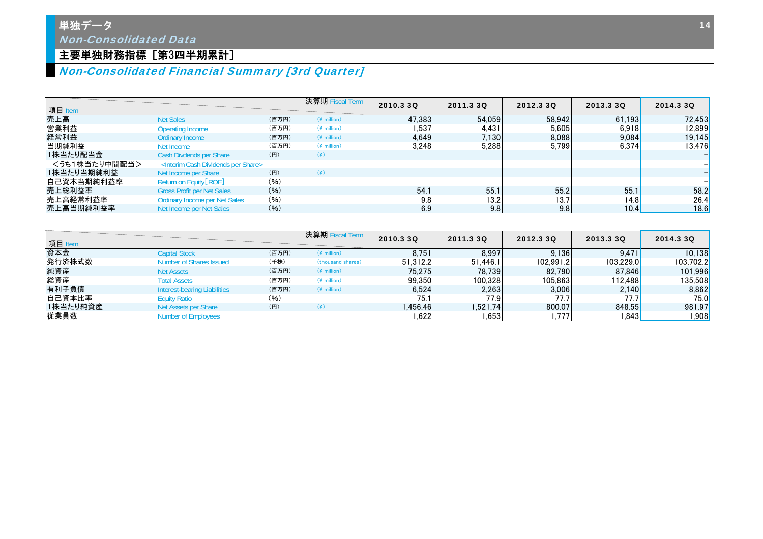# 単独データ
*Non-Consolidated Data*

## 主要単独財務指標［第3四半期累計］
*Non-Consolidated Financial Summary [3rd Quarter]*

| 項目 Item | | | 決算期 Fiscal Term | 2010.3 3Q | 2011.3 3Q | 2012.3 3Q | 2013.3 3Q | 2014.3 3Q |
|---|---|---|---|---|---|---|---|---|
| 売上高 | Net Sales | (百万円) | (¥ million) | 47,383 | 54,059 | 58,942 | 61,193 | 72,453 |
| 営業利益 | Operating Income | (百万円) | (¥ million) | 1,537 | 4,431 | 5,605 | 6,918 | 12,899 |
| 経常利益 | Ordinary Income | (百万円) | (¥ million) | 4,649 | 7,130 | 8,088 | 9,084 | 19,145 |
| 当期純利益 | Net Income | (百万円) | (¥ million) | 3,248 | 5,288 | 5,799 | 6,374 | 13,476 |
| 1株当たり配当金 | Cash Divdends per Share | (円) | (¥) | | | | | − |
| ＜うち1株当たり中間配当＞ | <Interim Cash Dividends per Share> | | | | | | | − |
| 1株当たり当期純利益 | Net Income per Share | (円) | (¥) | | | | | − |
| 自己資本当期純利益率 | Return on Equity[ROE] | (%) | | | | | | − |
| 売上総利益率 | Gross Profit per Net Sales | (%) | | 54.1 | 55.1 | 55.2 | 55.1 | 58.2 |
| 売上高経常利益率 | Ordinary Income per Net Sales | (%) | | 9.8 | 13.2 | 13.7 | 14.8 | 26.4 |
| 売上高当期純利益率 | Net Income per Net Sales | (%) | | 6.9 | 9.8 | 9.8 | 10.4 | 18.6 |

| 項目 Item | | | 決算期 Fiscal Term | 2010.3 3Q | 2011.3 3Q | 2012.3 3Q | 2013.3 3Q | 2014.3 3Q |
|---|---|---|---|---|---|---|---|---|
| 資本金 | Capital Stock | (百万円) | (¥ million) | 8,751 | 8,997 | 9,136 | 9,471 | 10,138 |
| 発行済株式数 | Number of Shares Issued | (千株) | (thousand shares) | 51,312.2 | 51,446.1 | 102,991.2 | 103,229.0 | 103,702.2 |
| 純資産 | Net Assets | (百万円) | (¥ million) | 75,275 | 78,739 | 82,790 | 87,846 | 101,996 |
| 総資産 | Total Assets | (百万円) | (¥ million) | 99,350 | 100,328 | 105,863 | 112,488 | 135,508 |
| 有利子負債 | Interest-bearing Liabilities | (百万円) | (¥ million) | 6,524 | 2,263 | 3,006 | 2,140 | 8,862 |
| 自己資本比率 | Equity Ratio | (%) | | 75.1 | 77.9 | 77.7 | 77.7 | 75.0 |
| 1株当たり純資産 | Net Assets per Share | (円) | (¥) | 1,456.46 | 1,521.74 | 800.07 | 848.55 | 981.97 |
| 従業員数 | Number of Employees | | | 1,622 | 1,653 | 1,777 | 1,843 | 1,908 |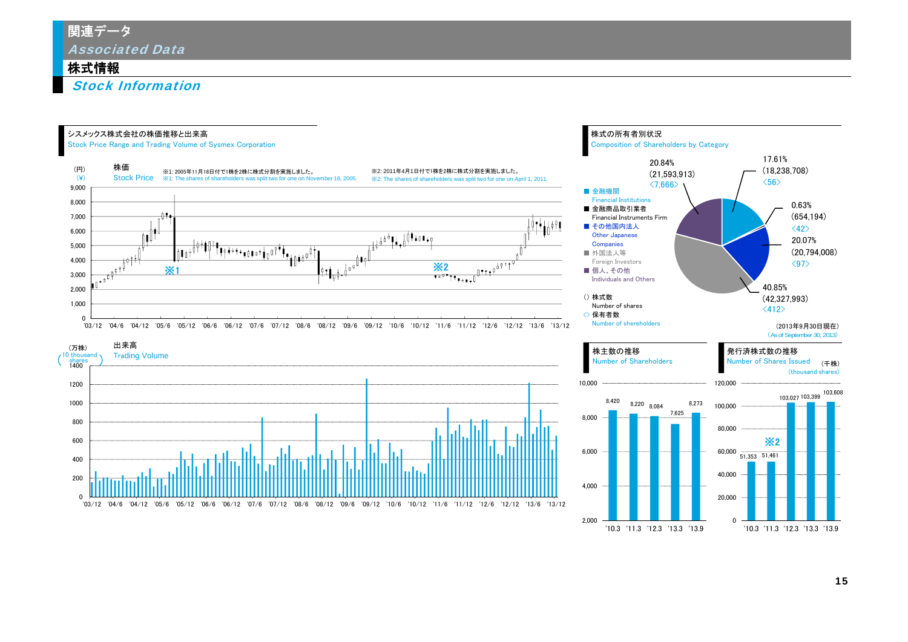# 関連データ
## *Associated Data*

## 株式情報
### *Stock Information*

### シスメックス株式会社の株価推移と出来高
Stock Price Range and Trading Volume of Sysmex Corporation

株価 Stock Price（円）(¥)

※1: 2005年11月18日付で1株を2株に株式分割を実施しました。
※1: The shares of shareholders was split two for one on November 18, 2005.

※2: 2011年4月1日付で1株を2株に株式分割を実施しました。
※2: The shares of shareholders was split two for one on April 1, 2011.

出来高 Trading Volume（万株）(10 thousand shares)

### 株式の所有者別状況
Composition of Shareholders by Category

| 区分 | 比率 | 株式数 | 保有者数 |
|---|---|---|---|
| 金融機関 Financial Institutions | 17.61% | (18,238,708) | <56> |
| 金融商品取引業者 Financial Instruments Firm | 0.63% | (654,194) | <42> |
| その他国内法人 Other Japanese Companies | 20.07% | (20,794,008) | <97> |
| 外国法人等 Foreign Investors | 40.85% | (42,327,993) | <412> |
| 個人、その他 Individuals and Others | 20.84% | (21,593,913) | <7,666> |

() 株式数 Number of shares
<> 保有者数 Number of shereholders

(2013年9月30日現在)
(As of September 30, 2013)

### 株主数の推移
Number of Shareholders

| '10.3 | '11.3 | '12.3 | '13.3 | '13.9 |
|---|---|---|---|---|
| 8,420 | 8,220 | 8,084 | 7,625 | 8,273 |

### 発行済株式数の推移
Number of Shares Issued (千株) (thousand shares)

| '10.3 | '11.3 | '12.3 | '13.3 | '13.9 |
|---|---|---|---|---|
| 51,353 | 51,461 | 103,027 | 103,399 | 103,608 |

※2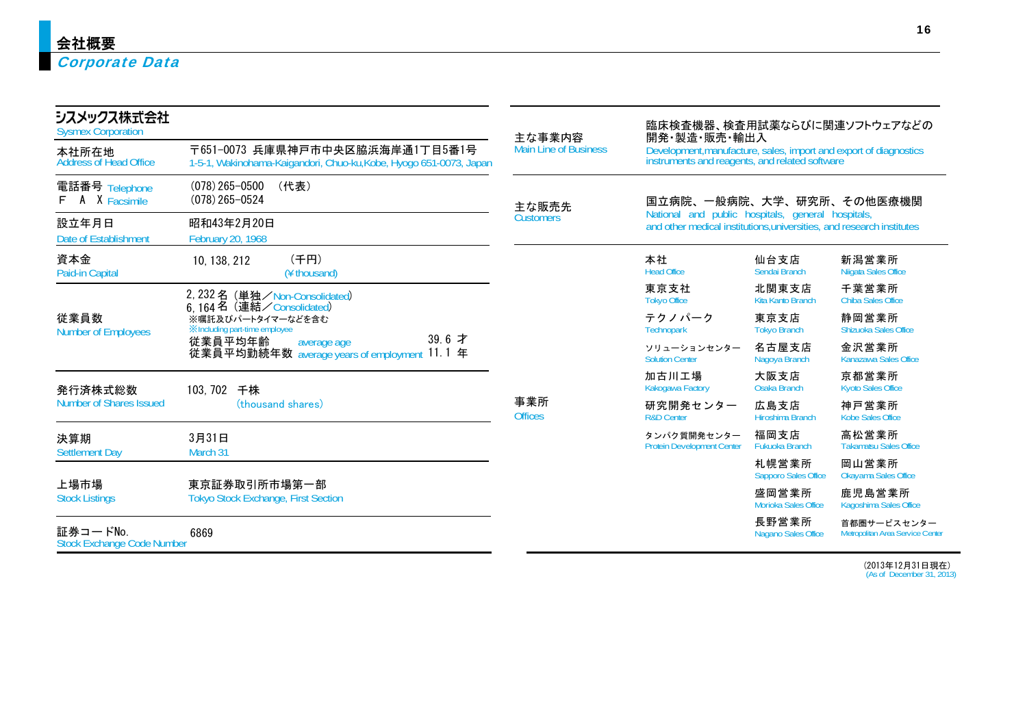# 会社概要
## Corporate Data

### シスメックス株式会社
Sysmex Corporation

| 項目 | 内容 |
|---|---|
| 本社所在地<br>Address of Head Office | 〒651-0073 兵庫県神戸市中央区脇浜海岸通1丁目5番1号<br>1-5-1, Wakinohama-Kaigandori, Chuo-ku,Kobe, Hyogo 651-0073, Japan |
| 電話番号 Telephone<br>F A X Facsimile | (078) 265-0500 (代表)<br>(078) 265-0524 |
| 設立年月日<br>Date of Establishment | 昭和43年2月20日<br>February 20, 1968 |
| 資本金<br>Paid-in Capital | 10, 138, 212 (千円) (¥ thousand) |
| 従業員数<br>Number of Employees | 2, 232 名 (単独／Non-Consolidated)<br>6, 164 名 (連結／Consolidated)<br>※嘱託及びパートタイマーなどを含む<br>※Including part-time employee<br>従業員平均年齢 average age 39. 6 才<br>従業員平均勤続年数 average years of employment 11. 1 年 |
| 発行済株式総数<br>Number of Shares Issued | 103, 702 千株 (thousand shares) |
| 決算期<br>Settlement Day | 3月31日<br>March 31 |
| 上場市場<br>Stock Listings | 東京証券取引所市場第一部<br>Tokyo Stock Exchange, First Section |
| 証券コードNo.<br>Stock Exchange Code Number | 6869 |

| 項目 | 内容 |
|---|---|
| 主な事業内容<br>Main Line of Business | 臨床検査機器、検査用試薬ならびに関連ソフトウェアなどの開発・製造・販売・輸出入<br>Development,manufacture, sales, import and export of diagnostics instruments and reagents, and related software |
| 主な販売先<br>Customers | 国立病院、一般病院、大学、研究所、その他医療機関<br>National and public hospitals, general hospitals, and other medical institutions,universities, and research institutes |

**事業所 Offices**

| | | |
|---|---|---|
| 本社<br>Head Office | 仙台支店<br>Sendai Branch | 新潟営業所<br>Niigata Sales Office |
| 東京支社<br>Tokyo Office | 北関東支店<br>Kita Kanto Branch | 千葉営業所<br>Chiba Sales Office |
| テクノパーク<br>Technopark | 東京支店<br>Tokyo Branch | 静岡営業所<br>Shizuoka Sales Office |
| ソリューションセンター<br>Solution Center | 名古屋支店<br>Nagoya Branch | 金沢営業所<br>Kanazawa Sales Office |
| 加古川工場<br>Kakogawa Factory | 大阪支店<br>Osaka Branch | 京都営業所<br>Kyoto Sales Office |
| 研究開発センター<br>R&D Center | 広島支店<br>Hiroshima Branch | 神戸営業所<br>Kobe Sales Office |
| タンパク質開発センター<br>Protein Development Center | 福岡支店<br>Fukuoka Branch | 高松営業所<br>Takamatsu Sales Office |
| | 札幌営業所<br>Sapporo Sales Office | 岡山営業所<br>Okayama Sales Office |
| | 盛岡営業所<br>Morioka Sales Office | 鹿児島営業所<br>Kagoshima Sales Office |
| | 長野営業所<br>Nagano Sales Office | 首都圏サービスセンター<br>Metropolitan Area Service Center |

(2013年12月31日現在)
(As of December 31, 2013)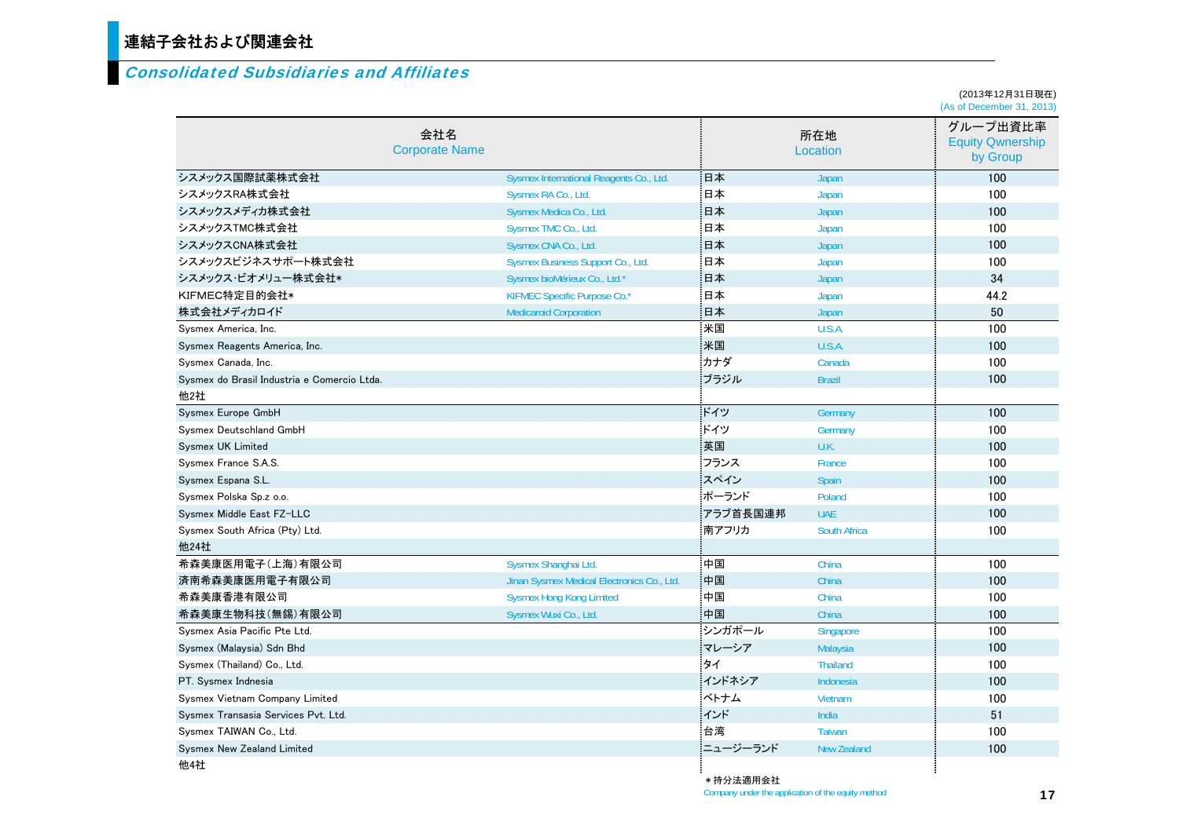## 連結子会社および関連会社

## *Consolidated Subsidiaries and Affiliates*

(2013年12月31日現在)
(As of December 31, 2013)

| 会社名 Corporate Name | | 所在地 Location | | グループ出資比率 Equity Qwnership by Group |
|---|---|---|---|---|
| シスメックス国際試薬株式会社 | Sysmex International Reagents Co., Ltd. | 日本 | Japan | 100 |
| シスメックスRA株式会社 | Sysmex RA Co., Ltd. | 日本 | Japan | 100 |
| シスメックスメディカ株式会社 | Sysmex Medica Co., Ltd. | 日本 | Japan | 100 |
| シスメックスTMC株式会社 | Sysmex TMC Co., Ltd. | 日本 | Japan | 100 |
| シスメックスCNA株式会社 | Sysmex CNA Co., Ltd. | 日本 | Japan | 100 |
| シスメックスビジネスサポート株式会社 | Sysmex Business Support Co., Ltd. | 日本 | Japan | 100 |
| シスメックス･ビオメリュー株式会社* | Sysmex bioMérieux Co., Ltd.* | 日本 | Japan | 34 |
| KIFMEC特定目的会社* | KIFMEC Specific Purpose Co.* | 日本 | Japan | 44.2 |
| 株式会社メディカロイド | Medicaroid Corporation | 日本 | Japan | 50 |
| Sysmex America, Inc. | | 米国 | U.S.A. | 100 |
| Sysmex Reagents America, Inc. | | 米国 | U.S.A. | 100 |
| Sysmex Canada, Inc. | | カナダ | Canada | 100 |
| Sysmex do Brasil Industria e Comercio Ltda. | | ブラジル | Brazil | 100 |
| 他2社 | | | | |
| Sysmex Europe GmbH | | ドイツ | Germany | 100 |
| Sysmex Deutschland GmbH | | ドイツ | Germany | 100 |
| Sysmex UK Limited | | 英国 | U.K. | 100 |
| Sysmex France S.A.S. | | フランス | France | 100 |
| Sysmex Espana S.L. | | スペイン | Spain | 100 |
| Sysmex Polska Sp.z o.o. | | ポーランド | Poland | 100 |
| Sysmex Middle East FZ-LLC | | アラブ首長国連邦 | UAE | 100 |
| Sysmex South Africa (Pty) Ltd. | | 南アフリカ | South Africa | 100 |
| 他24社 | | | | |
| 希森美康医用電子(上海)有限公司 | Sysmex Shanghai Ltd. | 中国 | China | 100 |
| 済南希森美康医用電子有限公司 | Jinan Sysmex Medical Electronics Co., Ltd. | 中国 | China | 100 |
| 希森美康香港有限公司 | Sysmex Hong Kong Limited | 中国 | China | 100 |
| 希森美康生物科技(無錫)有限公司 | Sysmex Wuxi Co., Ltd. | 中国 | China | 100 |
| Sysmex Asia Pacific Pte Ltd. | | シンガポール | Singapore | 100 |
| Sysmex (Malaysia) Sdn Bhd | | マレーシア | Malaysia | 100 |
| Sysmex (Thailand) Co., Ltd. | | タイ | Thailand | 100 |
| PT. Sysmex Indnesia | | インドネシア | Indonesia | 100 |
| Sysmex Vietnam Company Limited | | ベトナム | Vietnam | 100 |
| Sysmex Transasia Services Pvt. Ltd. | | インド | India | 51 |
| Sysmex TAIWAN Co., Ltd. | | 台湾 | Taiwan | 100 |
| Sysmex New Zealand Limited | | ニュージーランド | New Zealand | 100 |
| 他4社 | | | | |

＊持分法適用会社
Company under the application of the equity method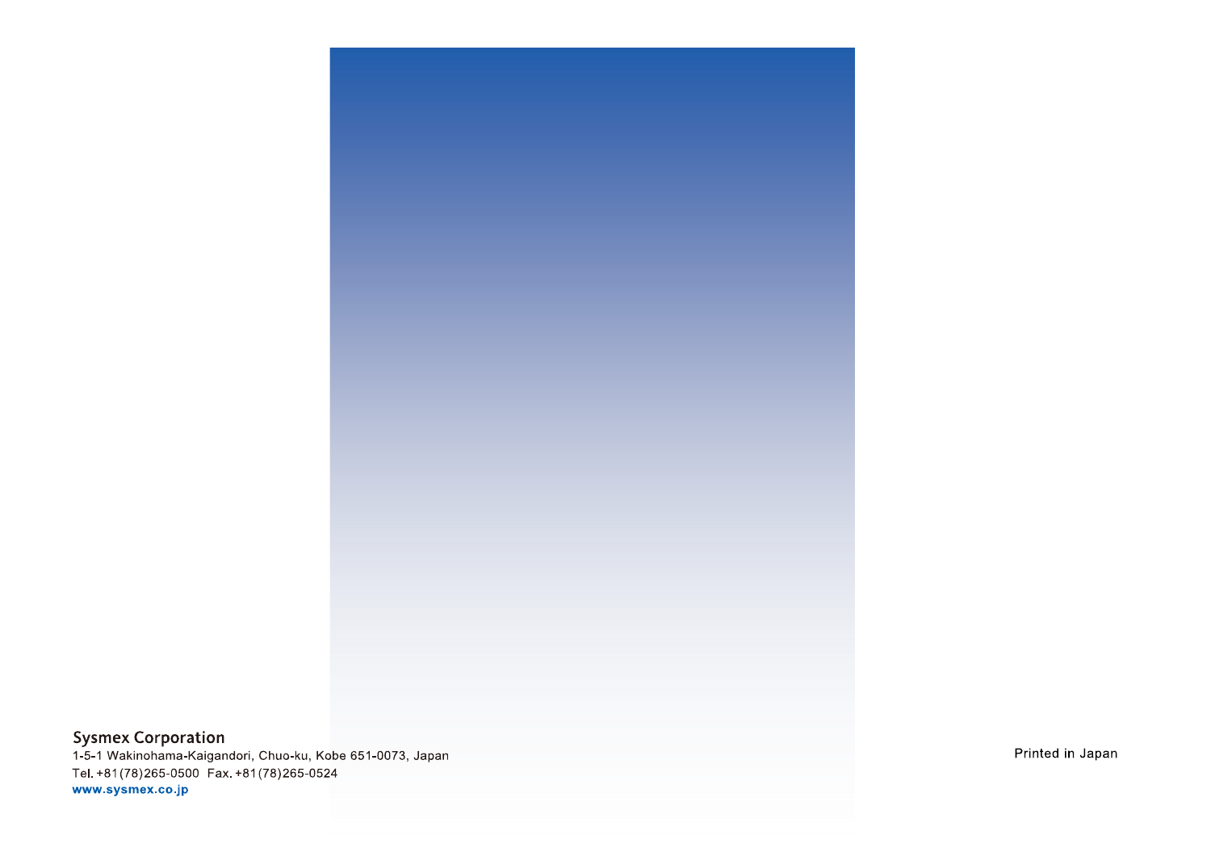**Sysmex Corporation**

1-5-1 Wakinohama-Kaigandori, Chuo-ku, Kobe 651-0073, Japan

Tel. +81(78)265-0500  Fax. +81(78)265-0524

www.sysmex.co.jp

Printed in Japan